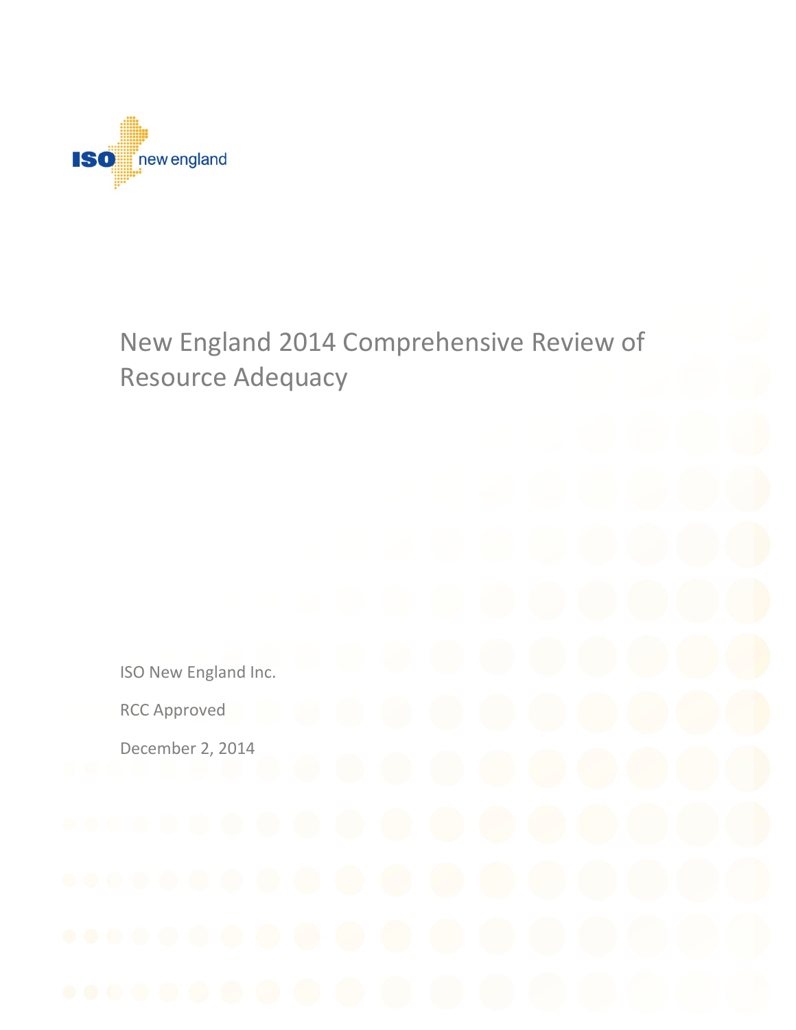ISO new england

# New England 2014 Comprehensive Review of Resource Adequacy

ISO New England Inc.

RCC Approved

December 2, 2014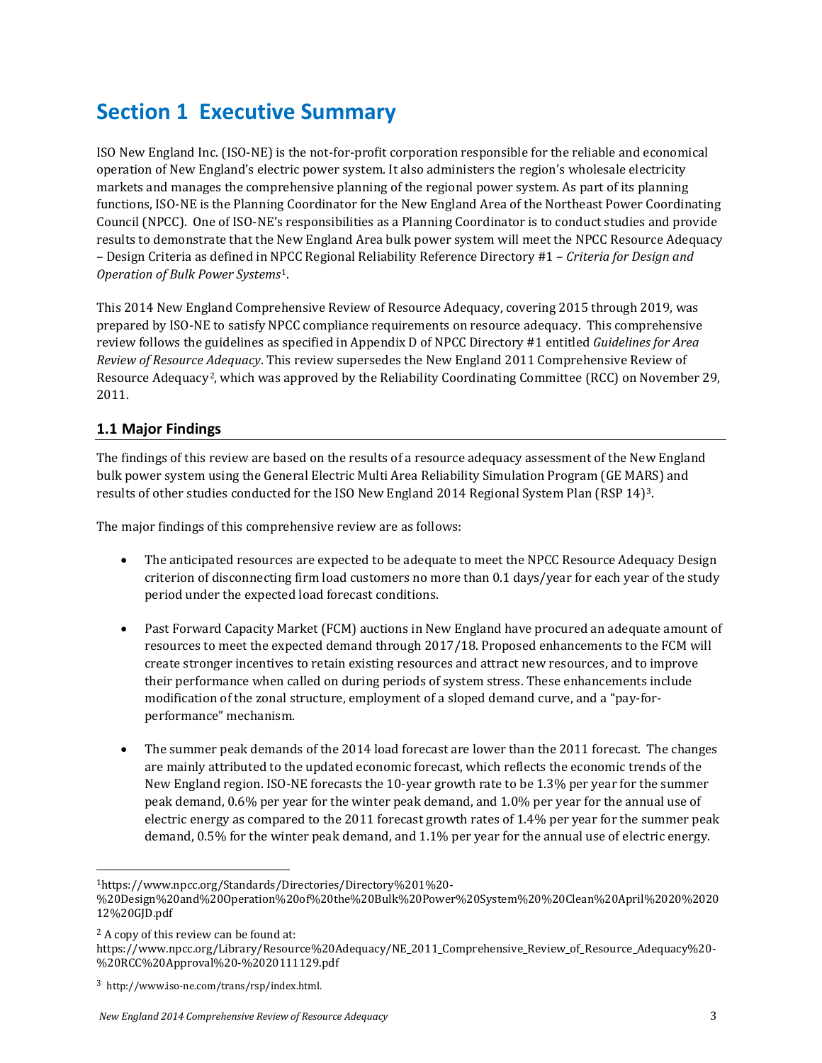# Section 1 Executive Summary

ISO New England Inc. (ISO-NE) is the not-for-profit corporation responsible for the reliable and economical operation of New England's electric power system. It also administers the region's wholesale electricity markets and manages the comprehensive planning of the regional power system. As part of its planning functions, ISO-NE is the Planning Coordinator for the New England Area of the Northeast Power Coordinating Council (NPCC). One of ISO-NE's responsibilities as a Planning Coordinator is to conduct studies and provide results to demonstrate that the New England Area bulk power system will meet the NPCC Resource Adequacy – Design Criteria as defined in NPCC Regional Reliability Reference Directory #1 – *Criteria for Design and Operation of Bulk Power Systems*[1].

This 2014 New England Comprehensive Review of Resource Adequacy, covering 2015 through 2019, was prepared by ISO-NE to satisfy NPCC compliance requirements on resource adequacy. This comprehensive review follows the guidelines as specified in Appendix D of NPCC Directory #1 entitled *Guidelines for Area Review of Resource Adequacy*. This review supersedes the New England 2011 Comprehensive Review of Resource Adequacy[2], which was approved by the Reliability Coordinating Committee (RCC) on November 29, 2011.

## 1.1 Major Findings

The findings of this review are based on the results of a resource adequacy assessment of the New England bulk power system using the General Electric Multi Area Reliability Simulation Program (GE MARS) and results of other studies conducted for the ISO New England 2014 Regional System Plan (RSP 14)[3].

The major findings of this comprehensive review are as follows:

- The anticipated resources are expected to be adequate to meet the NPCC Resource Adequacy Design criterion of disconnecting firm load customers no more than 0.1 days/year for each year of the study period under the expected load forecast conditions.

- Past Forward Capacity Market (FCM) auctions in New England have procured an adequate amount of resources to meet the expected demand through 2017/18. Proposed enhancements to the FCM will create stronger incentives to retain existing resources and attract new resources, and to improve their performance when called on during periods of system stress. These enhancements include modification of the zonal structure, employment of a sloped demand curve, and a "pay-for-performance" mechanism.

- The summer peak demands of the 2014 load forecast are lower than the 2011 forecast. The changes are mainly attributed to the updated economic forecast, which reflects the economic trends of the New England region. ISO-NE forecasts the 10-year growth rate to be 1.3% per year for the summer peak demand, 0.6% per year for the winter peak demand, and 1.0% per year for the annual use of electric energy as compared to the 2011 forecast growth rates of 1.4% per year for the summer peak demand, 0.5% for the winter peak demand, and 1.1% per year for the annual use of electric energy.

---

[1] https://www.npcc.org/Standards/Directories/Directory%201%20-%20Design%20and%20Operation%20of%20the%20Bulk%20Power%20System%20%20Clean%20April%2020%202012%20GJD.pdf

[2] A copy of this review can be found at: https://www.npcc.org/Library/Resource%20Adequacy/NE_2011_Comprehensive_Review_of_Resource_Adequacy%20-%20RCC%20Approval%20-%2020111129.pdf

[3] http://www.iso-ne.com/trans/rsp/index.html.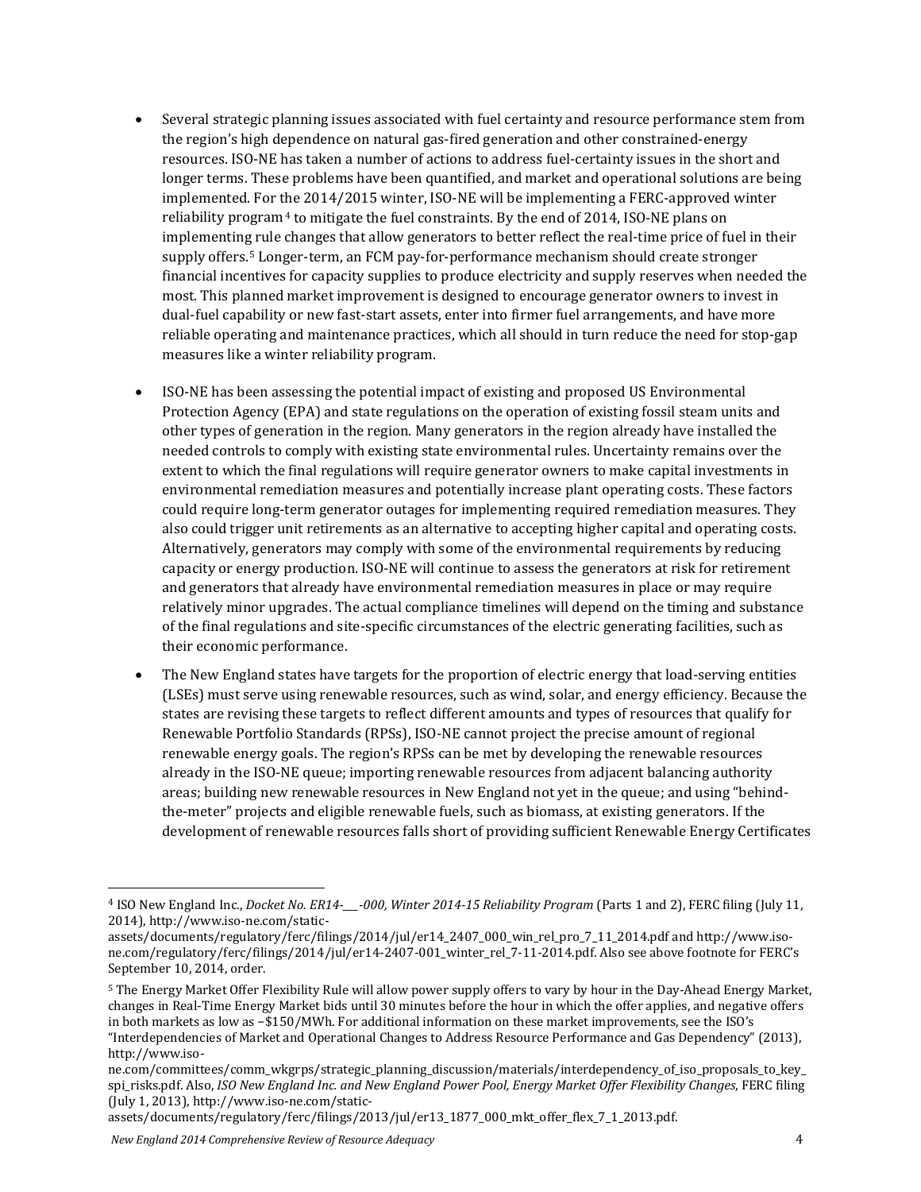- Several strategic planning issues associated with fuel certainty and resource performance stem from the region's high dependence on natural gas-fired generation and other constrained-energy resources. ISO-NE has taken a number of actions to address fuel-certainty issues in the short and longer terms. These problems have been quantified, and market and operational solutions are being implemented. For the 2014/2015 winter, ISO-NE will be implementing a FERC-approved winter reliability program[4] to mitigate the fuel constraints. By the end of 2014, ISO-NE plans on implementing rule changes that allow generators to better reflect the real-time price of fuel in their supply offers.[5] Longer-term, an FCM pay-for-performance mechanism should create stronger financial incentives for capacity supplies to produce electricity and supply reserves when needed the most. This planned market improvement is designed to encourage generator owners to invest in dual-fuel capability or new fast-start assets, enter into firmer fuel arrangements, and have more reliable operating and maintenance practices, which all should in turn reduce the need for stop-gap measures like a winter reliability program.
- ISO-NE has been assessing the potential impact of existing and proposed US Environmental Protection Agency (EPA) and state regulations on the operation of existing fossil steam units and other types of generation in the region. Many generators in the region already have installed the needed controls to comply with existing state environmental rules. Uncertainty remains over the extent to which the final regulations will require generator owners to make capital investments in environmental remediation measures and potentially increase plant operating costs. These factors could require long-term generator outages for implementing required remediation measures. They also could trigger unit retirements as an alternative to accepting higher capital and operating costs. Alternatively, generators may comply with some of the environmental requirements by reducing capacity or energy production. ISO-NE will continue to assess the generators at risk for retirement and generators that already have environmental remediation measures in place or may require relatively minor upgrades. The actual compliance timelines will depend on the timing and substance of the final regulations and site-specific circumstances of the electric generating facilities, such as their economic performance.
- The New England states have targets for the proportion of electric energy that load-serving entities (LSEs) must serve using renewable resources, such as wind, solar, and energy efficiency. Because the states are revising these targets to reflect different amounts and types of resources that qualify for Renewable Portfolio Standards (RPSs), ISO-NE cannot project the precise amount of regional renewable energy goals. The region's RPSs can be met by developing the renewable resources already in the ISO-NE queue; importing renewable resources from adjacent balancing authority areas; building new renewable resources in New England not yet in the queue; and using "behind-the-meter" projects and eligible renewable fuels, such as biomass, at existing generators. If the development of renewable resources falls short of providing sufficient Renewable Energy Certificates

---

[4] ISO New England Inc., *Docket No. ER14-___-000, Winter 2014-15 Reliability Program* (Parts 1 and 2), FERC filing (July 11, 2014), http://www.iso-ne.com/static-assets/documents/regulatory/ferc/filings/2014/jul/er14_2407_000_win_rel_pro_7_11_2014.pdf and http://www.iso-ne.com/regulatory/ferc/filings/2014/jul/er14-2407-001_winter_rel_7-11-2014.pdf. Also see above footnote for FERC's September 10, 2014, order.

[5] The Energy Market Offer Flexibility Rule will allow power supply offers to vary by hour in the Day-Ahead Energy Market, changes in Real-Time Energy Market bids until 30 minutes before the hour in which the offer applies, and negative offers in both markets as low as −$150/MWh. For additional information on these market improvements, see the ISO's "Interdependencies of Market and Operational Changes to Address Resource Performance and Gas Dependency" (2013), http://www.iso-ne.com/committees/comm_wkgrps/strategic_planning_discussion/materials/interdependency_of_iso_proposals_to_key_spi_risks.pdf. Also, *ISO New England Inc. and New England Power Pool, Energy Market Offer Flexibility Changes*, FERC filing (July 1, 2013), http://www.iso-ne.com/static-assets/documents/regulatory/ferc/filings/2013/jul/er13_1877_000_mkt_offer_flex_7_1_2013.pdf.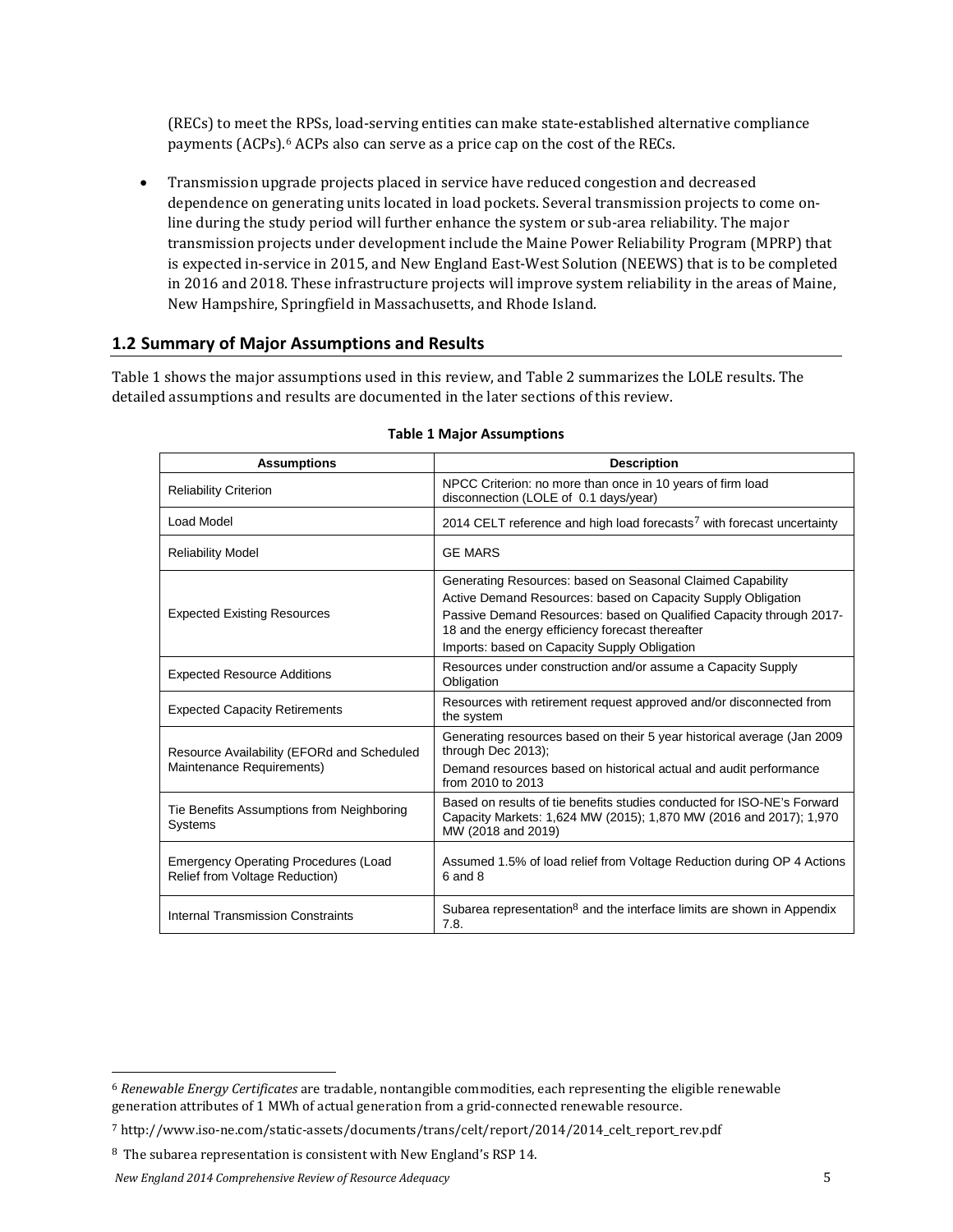(RECs) to meet the RPSs, load-serving entities can make state-established alternative compliance payments (ACPs).[6] ACPs also can serve as a price cap on the cost of the RECs.

- Transmission upgrade projects placed in service have reduced congestion and decreased dependence on generating units located in load pockets. Several transmission projects to come on-line during the study period will further enhance the system or sub-area reliability. The major transmission projects under development include the Maine Power Reliability Program (MPRP) that is expected in-service in 2015, and New England East-West Solution (NEEWS) that is to be completed in 2016 and 2018. These infrastructure projects will improve system reliability in the areas of Maine, New Hampshire, Springfield in Massachusetts, and Rhode Island.

## 1.2 Summary of Major Assumptions and Results

Table 1 shows the major assumptions used in this review, and Table 2 summarizes the LOLE results. The detailed assumptions and results are documented in the later sections of this review.

**Table 1 Major Assumptions**

| Assumptions | Description |
|---|---|
| Reliability Criterion | NPCC Criterion: no more than once in 10 years of firm load disconnection (LOLE of 0.1 days/year) |
| Load Model | 2014 CELT reference and high load forecasts[7] with forecast uncertainty |
| Reliability Model | GE MARS |
| Expected Existing Resources | Generating Resources: based on Seasonal Claimed Capability<br>Active Demand Resources: based on Capacity Supply Obligation<br>Passive Demand Resources: based on Qualified Capacity through 2017-18 and the energy efficiency forecast thereafter<br>Imports: based on Capacity Supply Obligation |
| Expected Resource Additions | Resources under construction and/or assume a Capacity Supply Obligation |
| Expected Capacity Retirements | Resources with retirement request approved and/or disconnected from the system |
| Resource Availability (EFORd and Scheduled Maintenance Requirements) | Generating resources based on their 5 year historical average (Jan 2009 through Dec 2013);<br>Demand resources based on historical actual and audit performance from 2010 to 2013 |
| Tie Benefits Assumptions from Neighboring Systems | Based on results of tie benefits studies conducted for ISO-NE's Forward Capacity Markets: 1,624 MW (2015); 1,870 MW (2016 and 2017); 1,970 MW (2018 and 2019) |
| Emergency Operating Procedures (Load Relief from Voltage Reduction) | Assumed 1.5% of load relief from Voltage Reduction during OP 4 Actions 6 and 8 |
| Internal Transmission Constraints | Subarea representation[8] and the interface limits are shown in Appendix 7.8. |

[6] *Renewable Energy Certificates* are tradable, nontangible commodities, each representing the eligible renewable generation attributes of 1 MWh of actual generation from a grid-connected renewable resource.

[7] http://www.iso-ne.com/static-assets/documents/trans/celt/report/2014/2014_celt_report_rev.pdf

[8] The subarea representation is consistent with New England's RSP 14.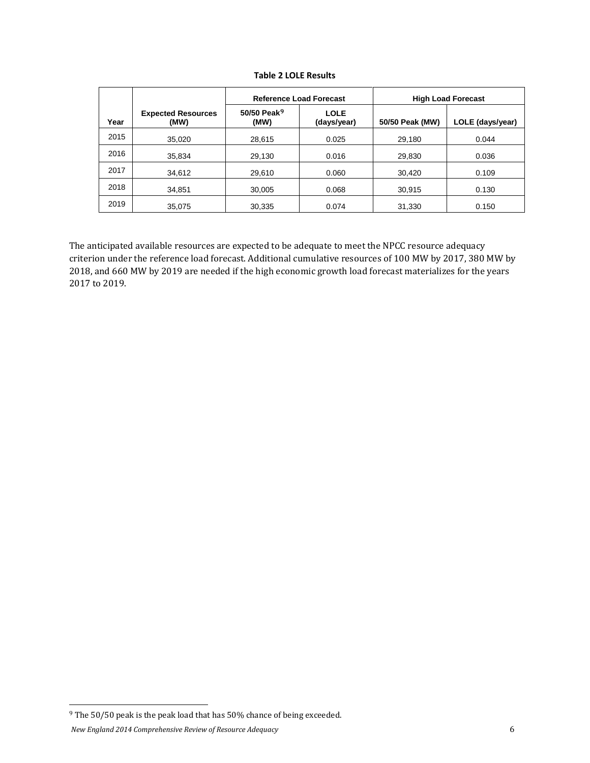**Table 2 LOLE Results**

| Year | Expected Resources (MW) | Reference Load Forecast | | High Load Forecast | |
|---|---|---|---|---|---|
| | | 50/50 Peak[9] (MW) | LOLE (days/year) | 50/50 Peak (MW) | LOLE (days/year) |
| 2015 | 35,020 | 28,615 | 0.025 | 29,180 | 0.044 |
| 2016 | 35,834 | 29,130 | 0.016 | 29,830 | 0.036 |
| 2017 | 34,612 | 29,610 | 0.060 | 30,420 | 0.109 |
| 2018 | 34,851 | 30,005 | 0.068 | 30,915 | 0.130 |
| 2019 | 35,075 | 30,335 | 0.074 | 31,330 | 0.150 |

The anticipated available resources are expected to be adequate to meet the NPCC resource adequacy criterion under the reference load forecast. Additional cumulative resources of 100 MW by 2017, 380 MW by 2018, and 660 MW by 2019 are needed if the high economic growth load forecast materializes for the years 2017 to 2019.

[9] The 50/50 peak is the peak load that has 50% chance of being exceeded.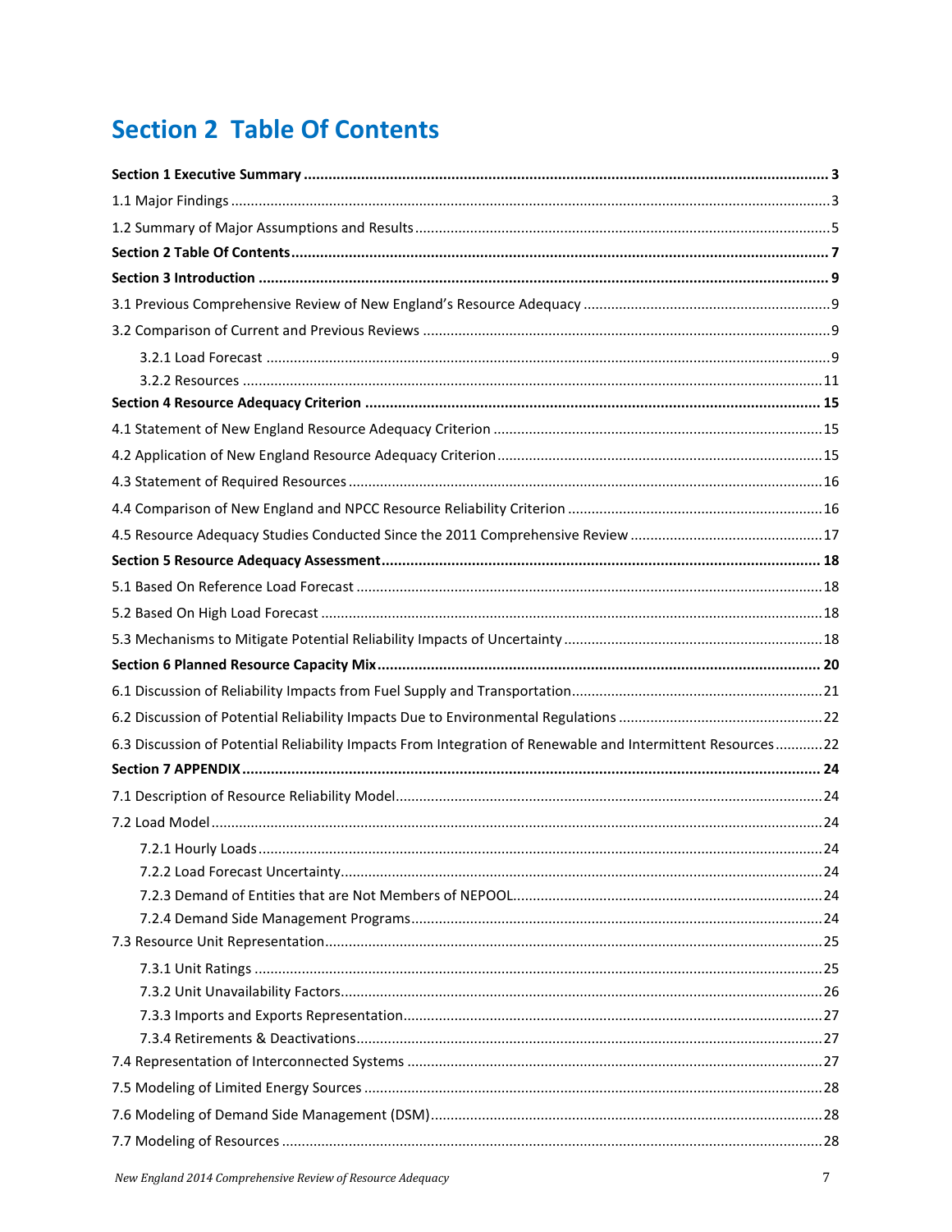# Section 2 Table Of Contents

**Section 1 Executive Summary ..................................................................... 3**

1.1 Major Findings ..................................................................... 3

1.2 Summary of Major Assumptions and Results ..................................................................... 5

**Section 2 Table Of Contents ..................................................................... 7**

**Section 3 Introduction ..................................................................... 9**

3.1 Previous Comprehensive Review of New England's Resource Adequacy ..................................................................... 9

3.2 Comparison of Current and Previous Reviews ..................................................................... 9

  3.2.1 Load Forecast ..................................................................... 9

  3.2.2 Resources ..................................................................... 11

**Section 4 Resource Adequacy Criterion ..................................................................... 15**

4.1 Statement of New England Resource Adequacy Criterion ..................................................................... 15

4.2 Application of New England Resource Adequacy Criterion ..................................................................... 15

4.3 Statement of Required Resources ..................................................................... 16

4.4 Comparison of New England and NPCC Resource Reliability Criterion ..................................................................... 16

4.5 Resource Adequacy Studies Conducted Since the 2011 Comprehensive Review ..................................................................... 17

**Section 5 Resource Adequacy Assessment ..................................................................... 18**

5.1 Based On Reference Load Forecast ..................................................................... 18

5.2 Based On High Load Forecast ..................................................................... 18

5.3 Mechanisms to Mitigate Potential Reliability Impacts of Uncertainty ..................................................................... 18

**Section 6 Planned Resource Capacity Mix ..................................................................... 20**

6.1 Discussion of Reliability Impacts from Fuel Supply and Transportation ..................................................................... 21

6.2 Discussion of Potential Reliability Impacts Due to Environmental Regulations ..................................................................... 22

6.3 Discussion of Potential Reliability Impacts From Integration of Renewable and Intermittent Resources ............ 22

**Section 7 APPENDIX ..................................................................... 24**

7.1 Description of Resource Reliability Model ..................................................................... 24

7.2 Load Model ..................................................................... 24

  7.2.1 Hourly Loads ..................................................................... 24

  7.2.2 Load Forecast Uncertainty ..................................................................... 24

  7.2.3 Demand of Entities that are Not Members of NEPOOL ..................................................................... 24

  7.2.4 Demand Side Management Programs ..................................................................... 24

7.3 Resource Unit Representation ..................................................................... 25

  7.3.1 Unit Ratings ..................................................................... 25

  7.3.2 Unit Unavailability Factors ..................................................................... 26

  7.3.3 Imports and Exports Representation ..................................................................... 27

  7.3.4 Retirements & Deactivations ..................................................................... 27

7.4 Representation of Interconnected Systems ..................................................................... 27

7.5 Modeling of Limited Energy Sources ..................................................................... 28

7.6 Modeling of Demand Side Management (DSM) ..................................................................... 28

7.7 Modeling of Resources ..................................................................... 28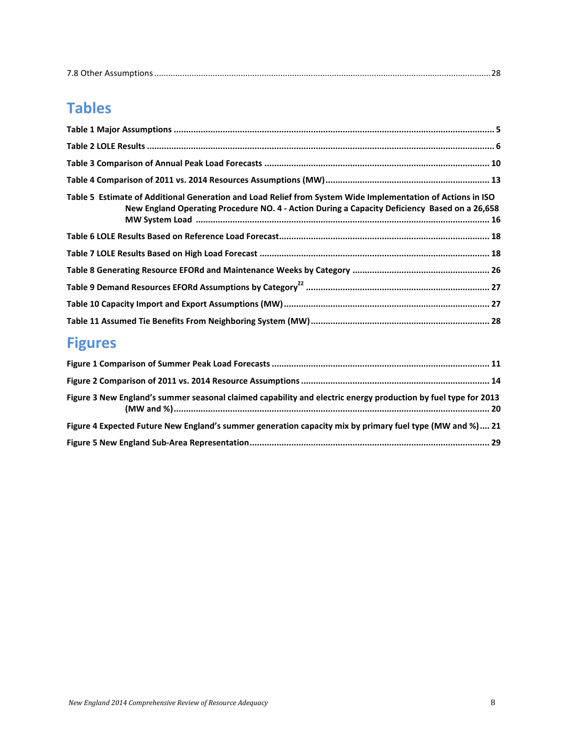7.8 Other Assumptions ............................................................................................................................................. 28

# Tables

**Table 1 Major Assumptions** ................................................................................................................................. **5**

**Table 2 LOLE Results** ............................................................................................................................................ **6**

**Table 3 Comparison of Annual Peak Load Forecasts** ........................................................................................... **10**

**Table 4 Comparison of 2011 vs. 2014 Resources Assumptions (MW)** .................................................................. **13**

**Table 5 Estimate of Additional Generation and Load Relief from System Wide Implementation of Actions in ISO New England Operating Procedure NO. 4 - Action During a Capacity Deficiency Based on a 26,658 MW System Load** ...................................................................................................................... **16**

**Table 6 LOLE Results Based on Reference Load Forecast** ..................................................................................... **18**

**Table 7 LOLE Results Based on High Load Forecast** ............................................................................................ **18**

**Table 8 Generating Resource EFORd and Maintenance Weeks by Category** ....................................................... **26**

**Table 9 Demand Resources EFORd Assumptions by Category[22]** .......................................................................... **27**

**Table 10 Capacity Import and Export Assumptions (MW)** ................................................................................... **27**

**Table 11 Assumed Tie Benefits From Neighboring System (MW)** ........................................................................ **28**

# Figures

**Figure 1 Comparison of Summer Peak Load Forecasts** ....................................................................................... **11**

**Figure 2 Comparison of 2011 vs. 2014 Resource Assumptions** ............................................................................ **14**

**Figure 3 New England's summer seasonal claimed capability and electric energy production by fuel type for 2013 (MW and %)** ................................................................................................................................ **20**

**Figure 4 Expected Future New England's summer generation capacity mix by primary fuel type (MW and %)** .... **21**

**Figure 5 New England Sub-Area Representation** ................................................................................................. **29**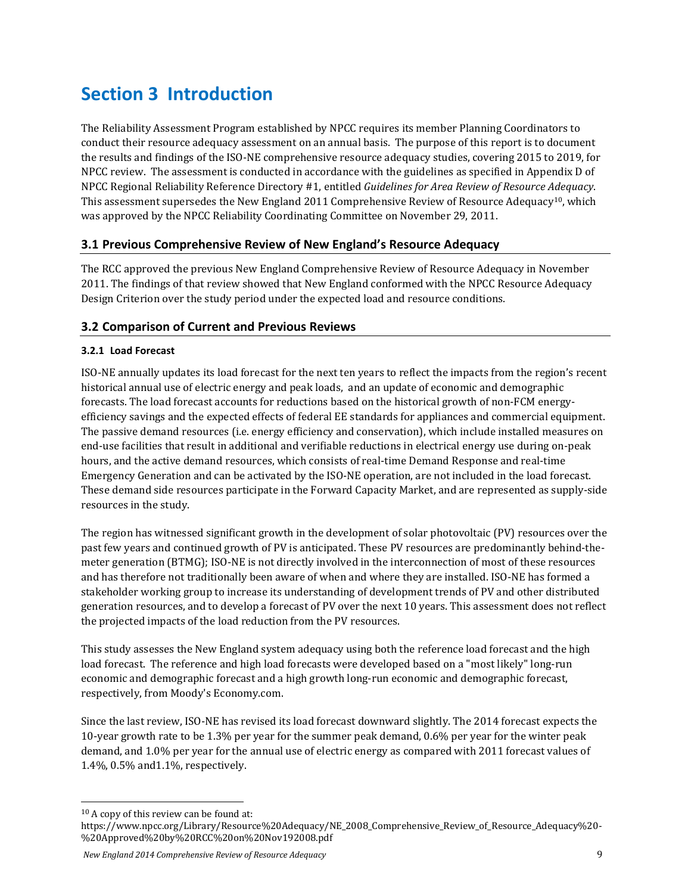# Section 3 Introduction

The Reliability Assessment Program established by NPCC requires its member Planning Coordinators to conduct their resource adequacy assessment on an annual basis. The purpose of this report is to document the results and findings of the ISO-NE comprehensive resource adequacy studies, covering 2015 to 2019, for NPCC review. The assessment is conducted in accordance with the guidelines as specified in Appendix D of NPCC Regional Reliability Reference Directory #1, entitled *Guidelines for Area Review of Resource Adequacy*. This assessment supersedes the New England 2011 Comprehensive Review of Resource Adequacy[10], which was approved by the NPCC Reliability Coordinating Committee on November 29, 2011.

## 3.1 Previous Comprehensive Review of New England's Resource Adequacy

The RCC approved the previous New England Comprehensive Review of Resource Adequacy in November 2011. The findings of that review showed that New England conformed with the NPCC Resource Adequacy Design Criterion over the study period under the expected load and resource conditions.

## 3.2 Comparison of Current and Previous Reviews

### 3.2.1 Load Forecast

ISO-NE annually updates its load forecast for the next ten years to reflect the impacts from the region's recent historical annual use of electric energy and peak loads, and an update of economic and demographic forecasts. The load forecast accounts for reductions based on the historical growth of non-FCM energy-efficiency savings and the expected effects of federal EE standards for appliances and commercial equipment. The passive demand resources (i.e. energy efficiency and conservation), which include installed measures on end-use facilities that result in additional and verifiable reductions in electrical energy use during on-peak hours, and the active demand resources, which consists of real-time Demand Response and real-time Emergency Generation and can be activated by the ISO-NE operation, are not included in the load forecast. These demand side resources participate in the Forward Capacity Market, and are represented as supply-side resources in the study.

The region has witnessed significant growth in the development of solar photovoltaic (PV) resources over the past few years and continued growth of PV is anticipated. These PV resources are predominantly behind-the-meter generation (BTMG); ISO-NE is not directly involved in the interconnection of most of these resources and has therefore not traditionally been aware of when and where they are installed. ISO-NE has formed a stakeholder working group to increase its understanding of development trends of PV and other distributed generation resources, and to develop a forecast of PV over the next 10 years. This assessment does not reflect the projected impacts of the load reduction from the PV resources.

This study assesses the New England system adequacy using both the reference load forecast and the high load forecast. The reference and high load forecasts were developed based on a "most likely" long-run economic and demographic forecast and a high growth long-run economic and demographic forecast, respectively, from Moody's Economy.com.

Since the last review, ISO-NE has revised its load forecast downward slightly. The 2014 forecast expects the 10-year growth rate to be 1.3% per year for the summer peak demand, 0.6% per year for the winter peak demand, and 1.0% per year for the annual use of electric energy as compared with 2011 forecast values of 1.4%, 0.5% and1.1%, respectively.

---

[10] A copy of this review can be found at:
https://www.npcc.org/Library/Resource%20Adequacy/NE_2008_Comprehensive_Review_of_Resource_Adequacy%20-%20Approved%20by%20RCC%20on%20Nov192008.pdf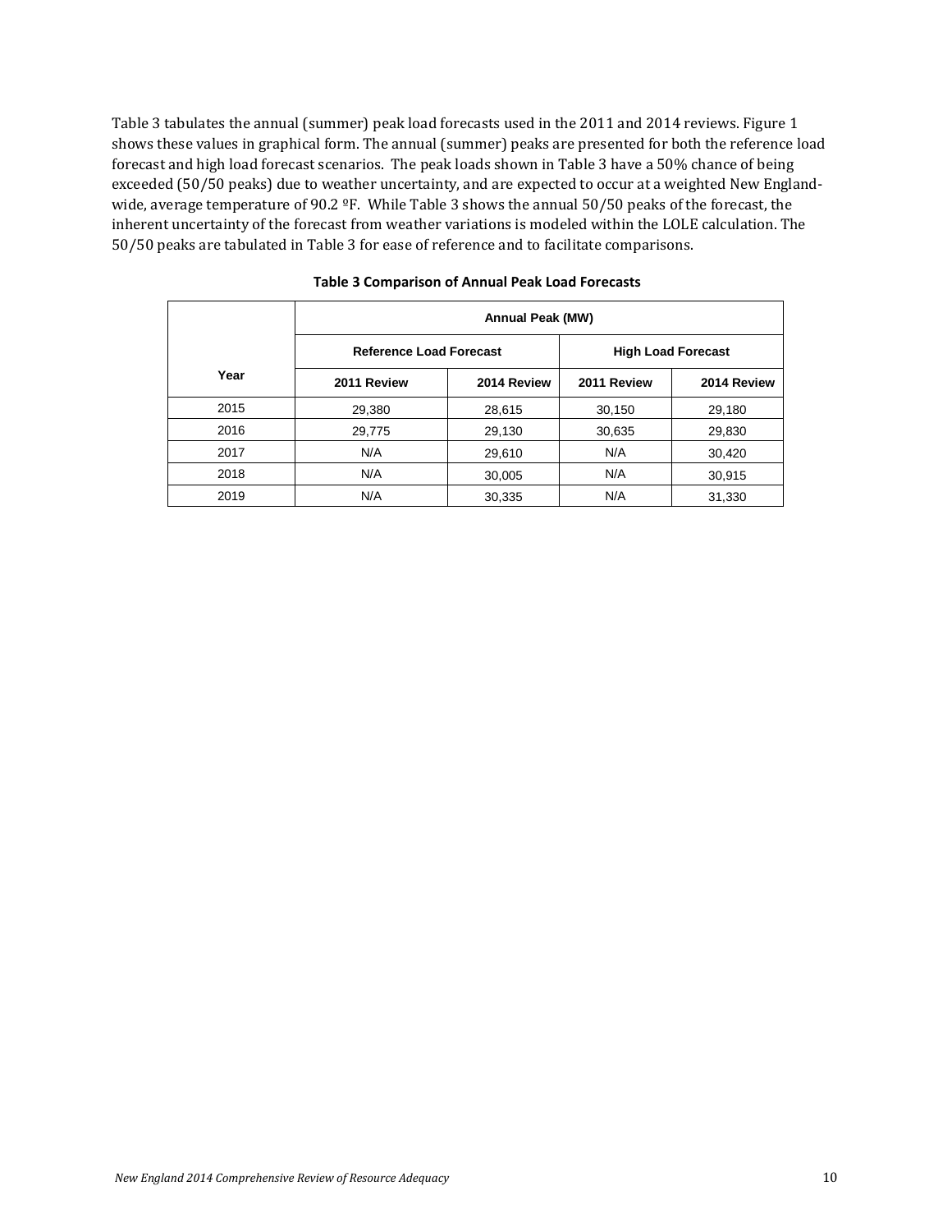Table 3 tabulates the annual (summer) peak load forecasts used in the 2011 and 2014 reviews. Figure 1 shows these values in graphical form. The annual (summer) peaks are presented for both the reference load forecast and high load forecast scenarios. The peak loads shown in Table 3 have a 50% chance of being exceeded (50/50 peaks) due to weather uncertainty, and are expected to occur at a weighted New England-wide, average temperature of 90.2 ºF. While Table 3 shows the annual 50/50 peaks of the forecast, the inherent uncertainty of the forecast from weather variations is modeled within the LOLE calculation. The 50/50 peaks are tabulated in Table 3 for ease of reference and to facilitate comparisons.

**Table 3 Comparison of Annual Peak Load Forecasts**

| Year | Annual Peak (MW) | | | |
|---|---|---|---|---|
| | Reference Load Forecast | | High Load Forecast | |
| | 2011 Review | 2014 Review | 2011 Review | 2014 Review |
| 2015 | 29,380 | 28,615 | 30,150 | 29,180 |
| 2016 | 29,775 | 29,130 | 30,635 | 29,830 |
| 2017 | N/A | 29,610 | N/A | 30,420 |
| 2018 | N/A | 30,005 | N/A | 30,915 |
| 2019 | N/A | 30,335 | N/A | 31,330 |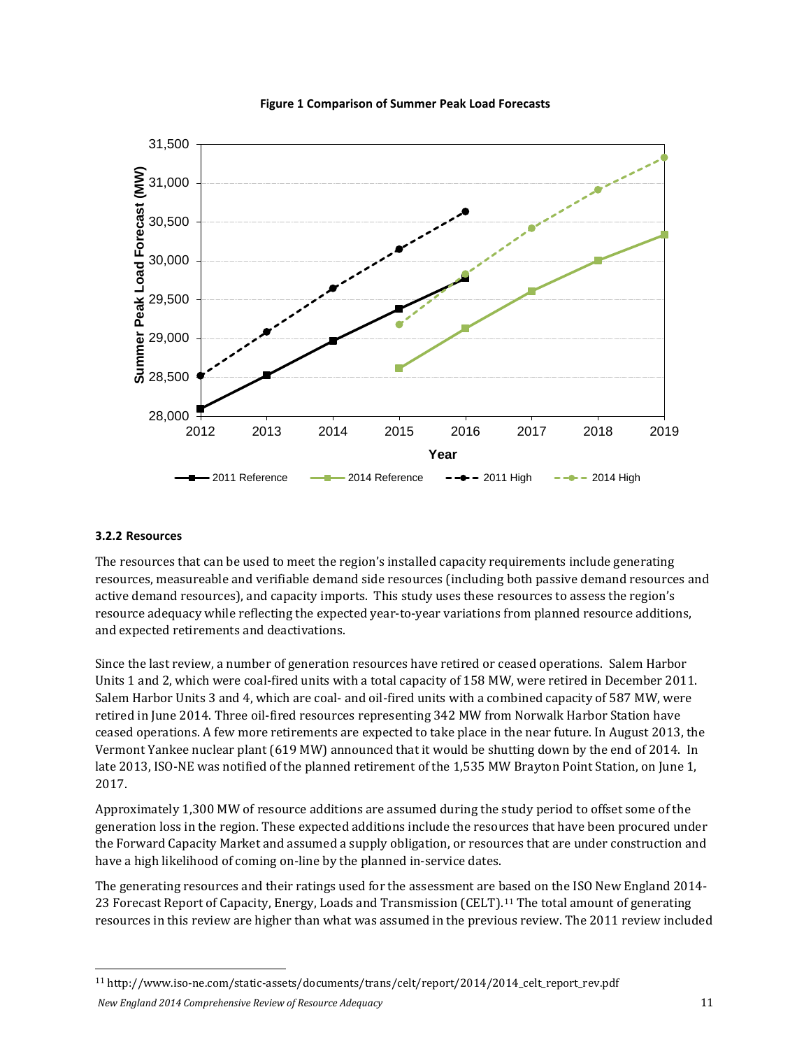**Figure 1 Comparison of Summer Peak Load Forecasts**

### 3.2.2 Resources

The resources that can be used to meet the region's installed capacity requirements include generating resources, measureable and verifiable demand side resources (including both passive demand resources and active demand resources), and capacity imports. This study uses these resources to assess the region's resource adequacy while reflecting the expected year-to-year variations from planned resource additions, and expected retirements and deactivations.

Since the last review, a number of generation resources have retired or ceased operations. Salem Harbor Units 1 and 2, which were coal-fired units with a total capacity of 158 MW, were retired in December 2011. Salem Harbor Units 3 and 4, which are coal- and oil-fired units with a combined capacity of 587 MW, were retired in June 2014. Three oil-fired resources representing 342 MW from Norwalk Harbor Station have ceased operations. A few more retirements are expected to take place in the near future. In August 2013, the Vermont Yankee nuclear plant (619 MW) announced that it would be shutting down by the end of 2014. In late 2013, ISO-NE was notified of the planned retirement of the 1,535 MW Brayton Point Station, on June 1, 2017.

Approximately 1,300 MW of resource additions are assumed during the study period to offset some of the generation loss in the region. These expected additions include the resources that have been procured under the Forward Capacity Market and assumed a supply obligation, or resources that are under construction and have a high likelihood of coming on-line by the planned in-service dates.

The generating resources and their ratings used for the assessment are based on the ISO New England 2014-23 Forecast Report of Capacity, Energy, Loads and Transmission (CELT).[11] The total amount of generating resources in this review are higher than what was assumed in the previous review. The 2011 review included

[11] http://www.iso-ne.com/static-assets/documents/trans/celt/report/2014/2014_celt_report_rev.pdf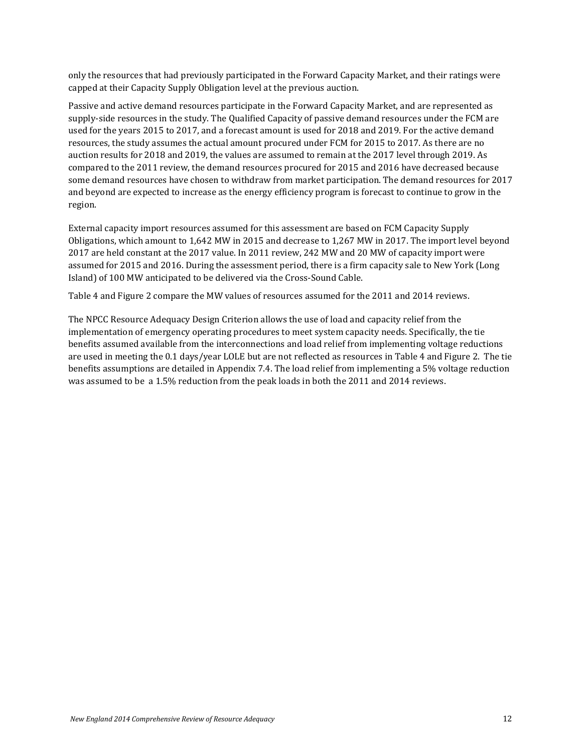only the resources that had previously participated in the Forward Capacity Market, and their ratings were capped at their Capacity Supply Obligation level at the previous auction.

Passive and active demand resources participate in the Forward Capacity Market, and are represented as supply-side resources in the study. The Qualified Capacity of passive demand resources under the FCM are used for the years 2015 to 2017, and a forecast amount is used for 2018 and 2019. For the active demand resources, the study assumes the actual amount procured under FCM for 2015 to 2017. As there are no auction results for 2018 and 2019, the values are assumed to remain at the 2017 level through 2019. As compared to the 2011 review, the demand resources procured for 2015 and 2016 have decreased because some demand resources have chosen to withdraw from market participation. The demand resources for 2017 and beyond are expected to increase as the energy efficiency program is forecast to continue to grow in the region.

External capacity import resources assumed for this assessment are based on FCM Capacity Supply Obligations, which amount to 1,642 MW in 2015 and decrease to 1,267 MW in 2017. The import level beyond 2017 are held constant at the 2017 value. In 2011 review, 242 MW and 20 MW of capacity import were assumed for 2015 and 2016. During the assessment period, there is a firm capacity sale to New York (Long Island) of 100 MW anticipated to be delivered via the Cross-Sound Cable.

Table 4 and Figure 2 compare the MW values of resources assumed for the 2011 and 2014 reviews.

The NPCC Resource Adequacy Design Criterion allows the use of load and capacity relief from the implementation of emergency operating procedures to meet system capacity needs. Specifically, the tie benefits assumed available from the interconnections and load relief from implementing voltage reductions are used in meeting the 0.1 days/year LOLE but are not reflected as resources in Table 4 and Figure 2. The tie benefits assumptions are detailed in Appendix 7.4. The load relief from implementing a 5% voltage reduction was assumed to be a 1.5% reduction from the peak loads in both the 2011 and 2014 reviews.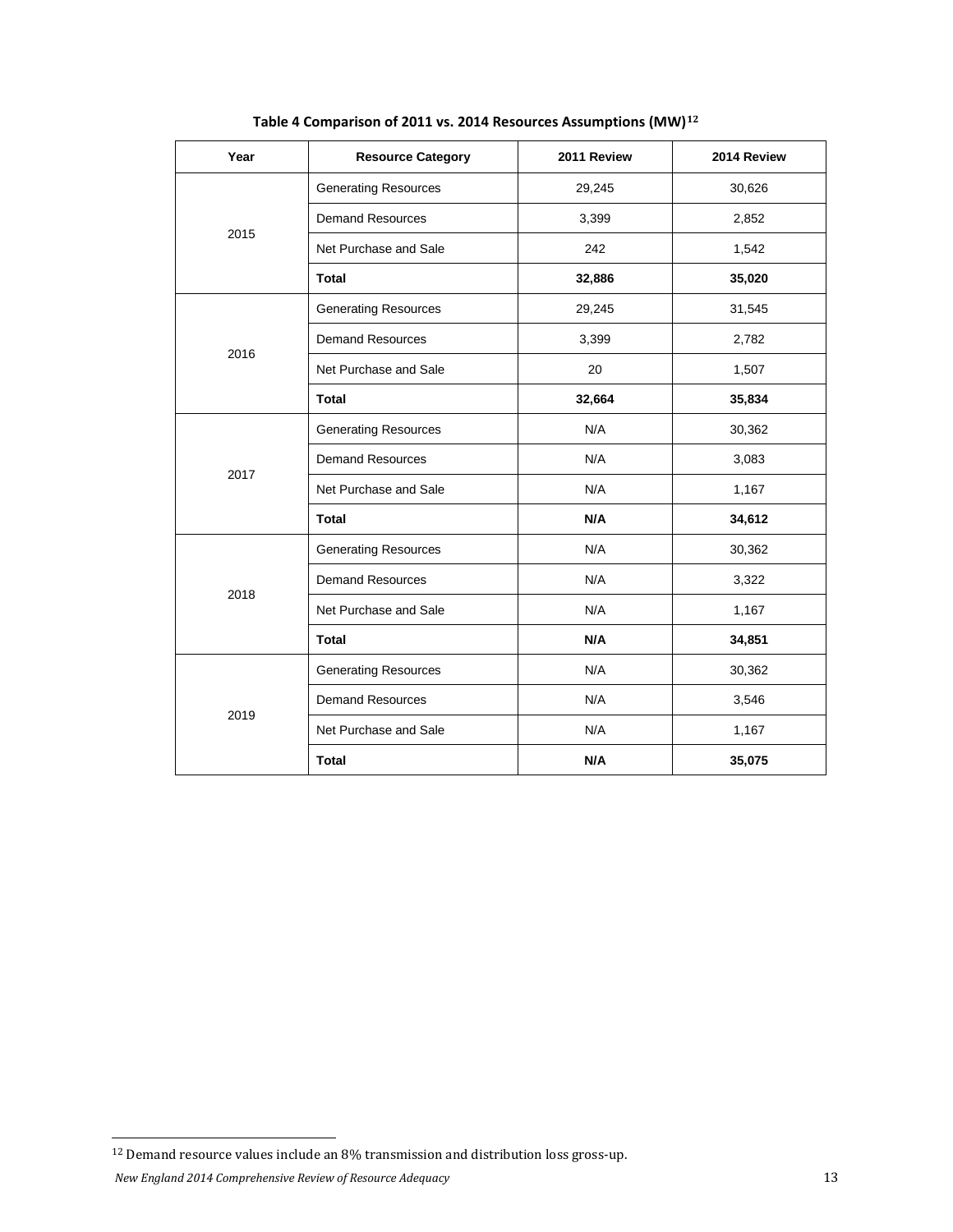**Table 4 Comparison of 2011 vs. 2014 Resources Assumptions (MW)[12]**

| Year | Resource Category | 2011 Review | 2014 Review |
|---|---|---|---|
| 2015 | Generating Resources | 29,245 | 30,626 |
| | Demand Resources | 3,399 | 2,852 |
| | Net Purchase and Sale | 242 | 1,542 |
| | **Total** | **32,886** | **35,020** |
| 2016 | Generating Resources | 29,245 | 31,545 |
| | Demand Resources | 3,399 | 2,782 |
| | Net Purchase and Sale | 20 | 1,507 |
| | **Total** | **32,664** | **35,834** |
| 2017 | Generating Resources | N/A | 30,362 |
| | Demand Resources | N/A | 3,083 |
| | Net Purchase and Sale | N/A | 1,167 |
| | **Total** | **N/A** | **34,612** |
| 2018 | Generating Resources | N/A | 30,362 |
| | Demand Resources | N/A | 3,322 |
| | Net Purchase and Sale | N/A | 1,167 |
| | **Total** | **N/A** | **34,851** |
| 2019 | Generating Resources | N/A | 30,362 |
| | Demand Resources | N/A | 3,546 |
| | Net Purchase and Sale | N/A | 1,167 |
| | **Total** | **N/A** | **35,075** |

[12] Demand resource values include an 8% transmission and distribution loss gross-up.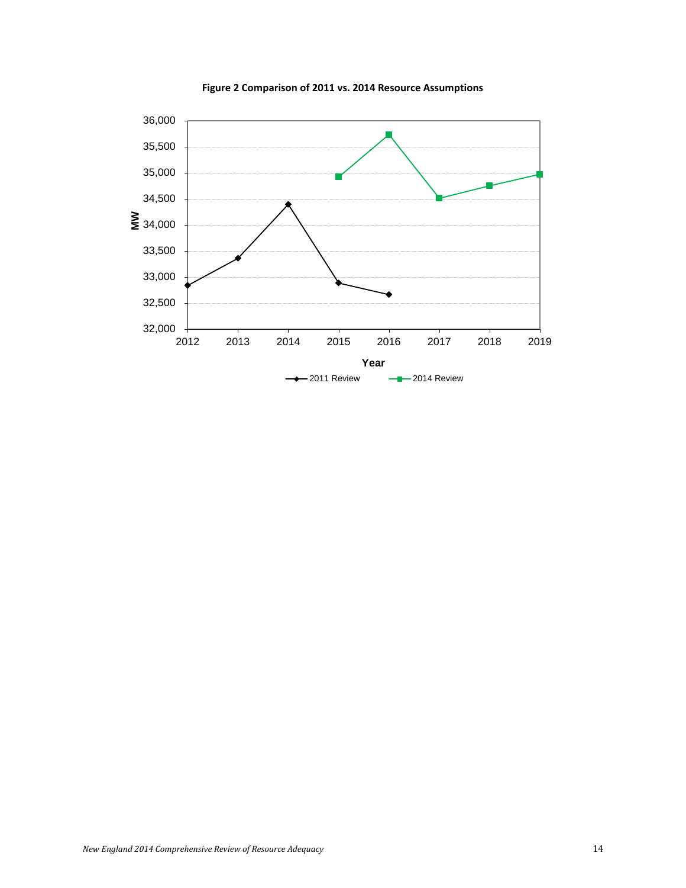**Figure 2 Comparison of 2011 vs. 2014 Resource Assumptions**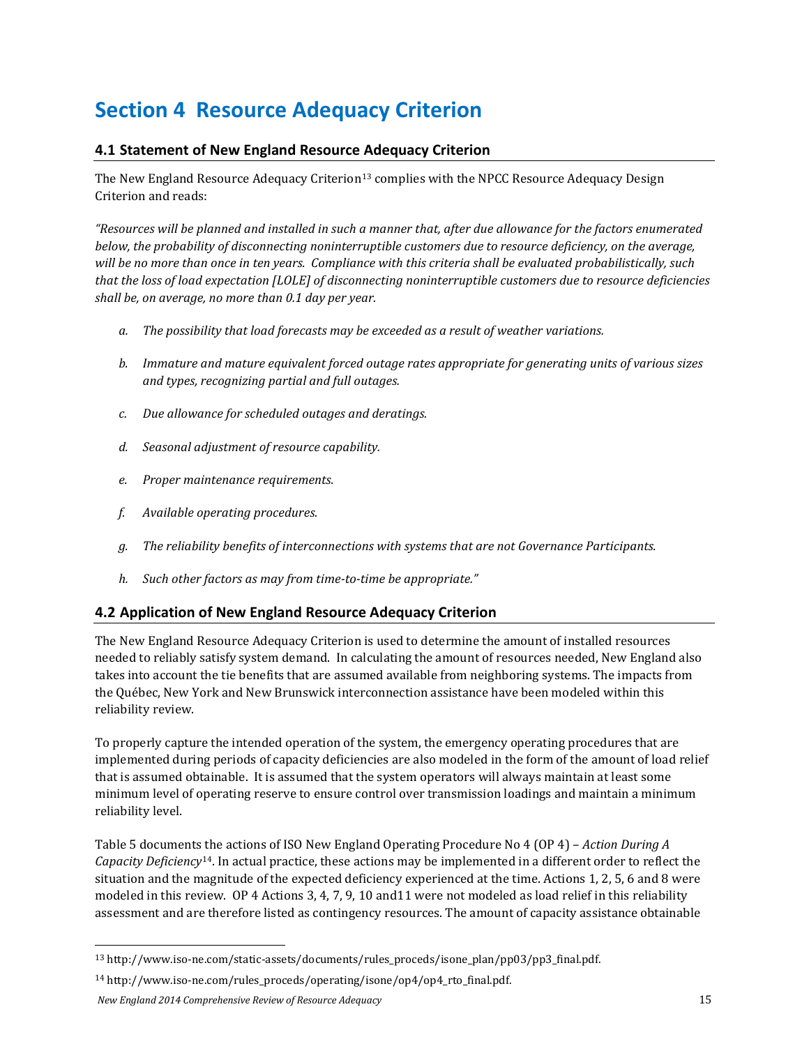# Section 4 Resource Adequacy Criterion

## 4.1 Statement of New England Resource Adequacy Criterion

The New England Resource Adequacy Criterion[13] complies with the NPCC Resource Adequacy Design Criterion and reads:

*"Resources will be planned and installed in such a manner that, after due allowance for the factors enumerated below, the probability of disconnecting noninterruptible customers due to resource deficiency, on the average, will be no more than once in ten years. Compliance with this criteria shall be evaluated probabilistically, such that the loss of load expectation [LOLE] of disconnecting noninterruptible customers due to resource deficiencies shall be, on average, no more than 0.1 day per year.*

*a. The possibility that load forecasts may be exceeded as a result of weather variations.*

*b. Immature and mature equivalent forced outage rates appropriate for generating units of various sizes and types, recognizing partial and full outages.*

*c. Due allowance for scheduled outages and deratings.*

*d. Seasonal adjustment of resource capability.*

*e. Proper maintenance requirements.*

*f. Available operating procedures.*

*g. The reliability benefits of interconnections with systems that are not Governance Participants.*

*h. Such other factors as may from time-to-time be appropriate."*

## 4.2 Application of New England Resource Adequacy Criterion

The New England Resource Adequacy Criterion is used to determine the amount of installed resources needed to reliably satisfy system demand. In calculating the amount of resources needed, New England also takes into account the tie benefits that are assumed available from neighboring systems. The impacts from the Québec, New York and New Brunswick interconnection assistance have been modeled within this reliability review.

To properly capture the intended operation of the system, the emergency operating procedures that are implemented during periods of capacity deficiencies are also modeled in the form of the amount of load relief that is assumed obtainable. It is assumed that the system operators will always maintain at least some minimum level of operating reserve to ensure control over transmission loadings and maintain a minimum reliability level.

Table 5 documents the actions of ISO New England Operating Procedure No 4 (OP 4) – *Action During A Capacity Deficiency*[14]. In actual practice, these actions may be implemented in a different order to reflect the situation and the magnitude of the expected deficiency experienced at the time. Actions 1, 2, 5, 6 and 8 were modeled in this review. OP 4 Actions 3, 4, 7, 9, 10 and11 were not modeled as load relief in this reliability assessment and are therefore listed as contingency resources. The amount of capacity assistance obtainable

[13] http://www.iso-ne.com/static-assets/documents/rules_proceds/isone_plan/pp03/pp3_final.pdf.

[14] http://www.iso-ne.com/rules_proceds/operating/isone/op4/op4_rto_final.pdf.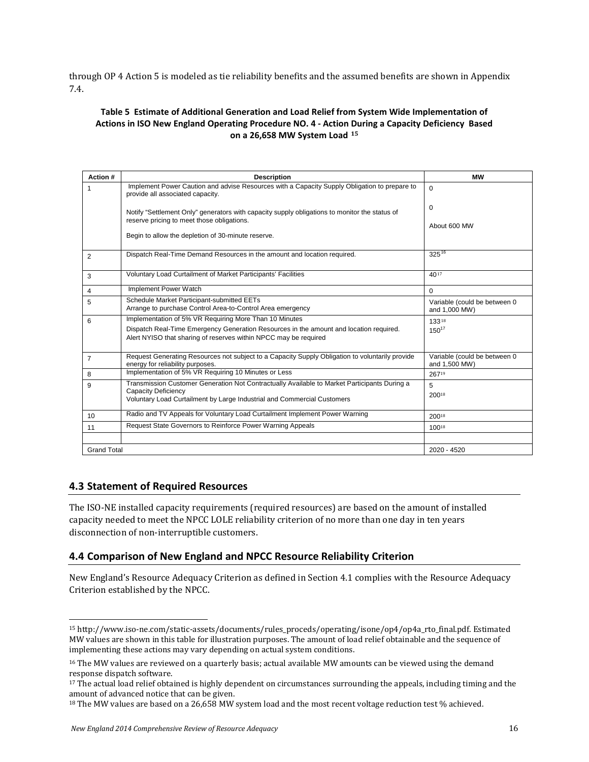through OP 4 Action 5 is modeled as tie reliability benefits and the assumed benefits are shown in Appendix 7.4.

**Table 5 Estimate of Additional Generation and Load Relief from System Wide Implementation of Actions in ISO New England Operating Procedure NO. 4 - Action During a Capacity Deficiency Based on a 26,658 MW System Load [15]**

| Action # | Description | MW |
|---|---|---|
| 1 | Implement Power Caution and advise Resources with a Capacity Supply Obligation to prepare to provide all associated capacity.<br><br>Notify "Settlement Only" generators with capacity supply obligations to monitor the status of reserve pricing to meet those obligations.<br><br>Begin to allow the depletion of 30-minute reserve. | 0<br><br>0<br><br>About 600 MW |
| 2 | Dispatch Real-Time Demand Resources in the amount and location required. | 325[16] |
| 3 | Voluntary Load Curtailment of Market Participants' Facilities | 40[17] |
| 4 | Implement Power Watch | 0 |
| 5 | Schedule Market Participant-submitted EETs<br>Arrange to purchase Control Area-to-Control Area emergency | Variable (could be between 0 and 1,000 MW) |
| 6 | Implementation of 5% VR Requiring More Than 10 Minutes<br>Dispatch Real-Time Emergency Generation Resources in the amount and location required.<br>Alert NYISO that sharing of reserves within NPCC may be required | 133[18]<br>150[17] |
| 7 | Request Generating Resources not subject to a Capacity Supply Obligation to voluntarily provide energy for reliability purposes. | Variable (could be between 0 and 1,500 MW) |
| 8 | Implementation of 5% VR Requiring 10 Minutes or Less | 267[19] |
| 9 | Transmission Customer Generation Not Contractually Available to Market Participants During a Capacity Deficiency<br>Voluntary Load Curtailment by Large Industrial and Commercial Customers | 5<br>200[18] |
| 10 | Radio and TV Appeals for Voluntary Load Curtailment Implement Power Warning | 200[18] |
| 11 | Request State Governors to Reinforce Power Warning Appeals | 100[18] |
| | | |
| Grand Total | | 2020 - 4520 |

## 4.3 Statement of Required Resources

The ISO-NE installed capacity requirements (required resources) are based on the amount of installed capacity needed to meet the NPCC LOLE reliability criterion of no more than one day in ten years disconnection of non-interruptible customers.

## 4.4 Comparison of New England and NPCC Resource Reliability Criterion

New England's Resource Adequacy Criterion as defined in Section 4.1 complies with the Resource Adequacy Criterion established by the NPCC.

---

[15] http://www.iso-ne.com/static-assets/documents/rules_proceds/operating/isone/op4/op4a_rto_final.pdf. Estimated MW values are shown in this table for illustration purposes. The amount of load relief obtainable and the sequence of implementing these actions may vary depending on actual system conditions.

[16] The MW values are reviewed on a quarterly basis; actual available MW amounts can be viewed using the demand response dispatch software.

[17] The actual load relief obtained is highly dependent on circumstances surrounding the appeals, including timing and the amount of advanced notice that can be given.

[18] The MW values are based on a 26,658 MW system load and the most recent voltage reduction test % achieved.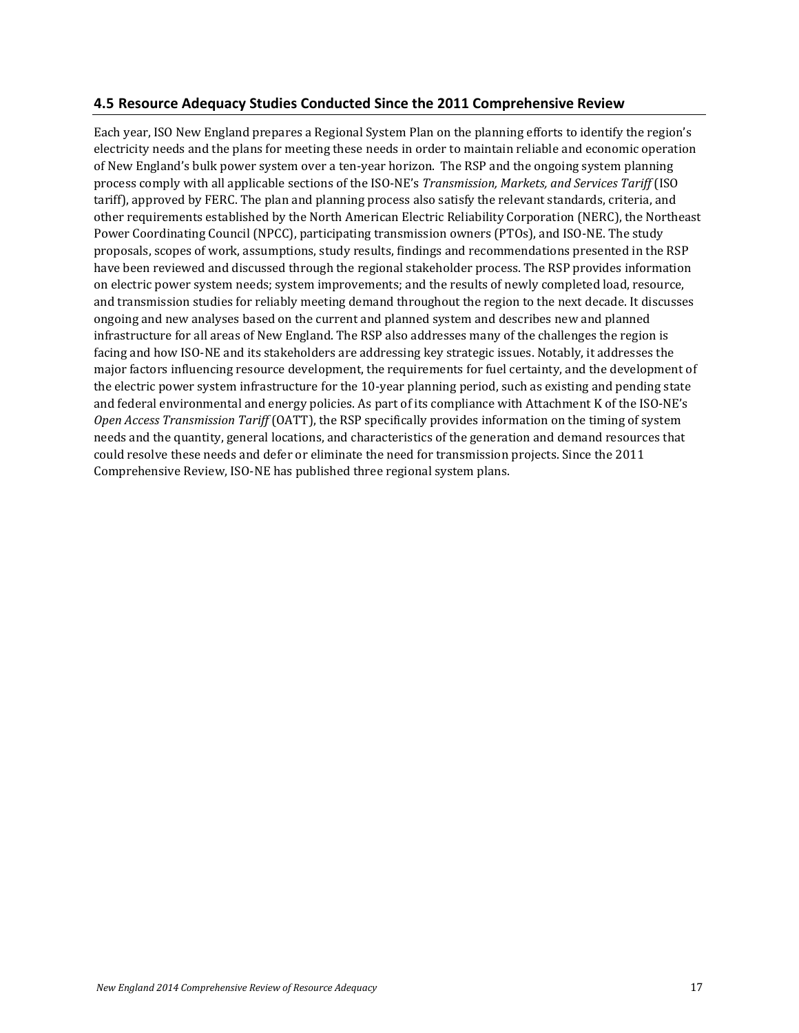## 4.5 Resource Adequacy Studies Conducted Since the 2011 Comprehensive Review

Each year, ISO New England prepares a Regional System Plan on the planning efforts to identify the region's electricity needs and the plans for meeting these needs in order to maintain reliable and economic operation of New England's bulk power system over a ten-year horizon. The RSP and the ongoing system planning process comply with all applicable sections of the ISO-NE's *Transmission, Markets, and Services Tariff* (ISO tariff), approved by FERC. The plan and planning process also satisfy the relevant standards, criteria, and other requirements established by the North American Electric Reliability Corporation (NERC), the Northeast Power Coordinating Council (NPCC), participating transmission owners (PTOs), and ISO-NE. The study proposals, scopes of work, assumptions, study results, findings and recommendations presented in the RSP have been reviewed and discussed through the regional stakeholder process. The RSP provides information on electric power system needs; system improvements; and the results of newly completed load, resource, and transmission studies for reliably meeting demand throughout the region to the next decade. It discusses ongoing and new analyses based on the current and planned system and describes new and planned infrastructure for all areas of New England. The RSP also addresses many of the challenges the region is facing and how ISO-NE and its stakeholders are addressing key strategic issues. Notably, it addresses the major factors influencing resource development, the requirements for fuel certainty, and the development of the electric power system infrastructure for the 10-year planning period, such as existing and pending state and federal environmental and energy policies. As part of its compliance with Attachment K of the ISO-NE's *Open Access Transmission Tariff* (OATT), the RSP specifically provides information on the timing of system needs and the quantity, general locations, and characteristics of the generation and demand resources that could resolve these needs and defer or eliminate the need for transmission projects. Since the 2011 Comprehensive Review, ISO-NE has published three regional system plans.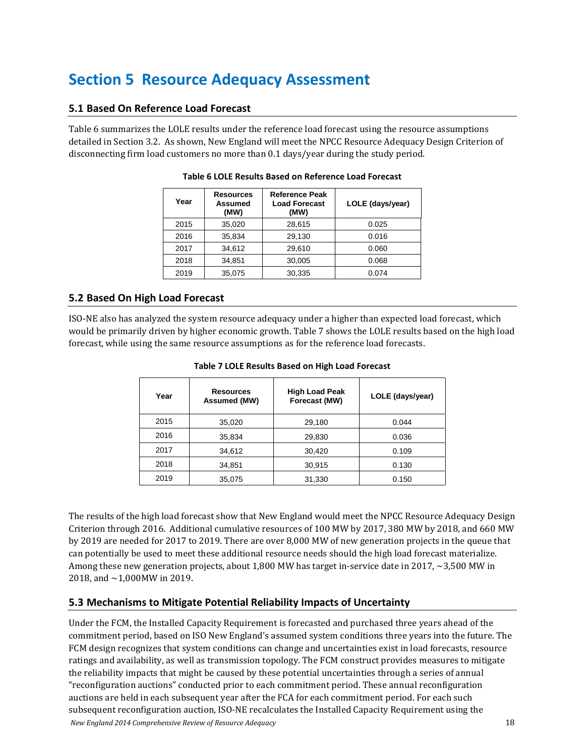# Section 5 Resource Adequacy Assessment

## 5.1 Based On Reference Load Forecast

Table 6 summarizes the LOLE results under the reference load forecast using the resource assumptions detailed in Section 3.2. As shown, New England will meet the NPCC Resource Adequacy Design Criterion of disconnecting firm load customers no more than 0.1 days/year during the study period.

**Table 6 LOLE Results Based on Reference Load Forecast**

| Year | Resources Assumed (MW) | Reference Peak Load Forecast (MW) | LOLE (days/year) |
|---|---|---|---|
| 2015 | 35,020 | 28,615 | 0.025 |
| 2016 | 35,834 | 29,130 | 0.016 |
| 2017 | 34,612 | 29,610 | 0.060 |
| 2018 | 34,851 | 30,005 | 0.068 |
| 2019 | 35,075 | 30,335 | 0.074 |

## 5.2 Based On High Load Forecast

ISO-NE also has analyzed the system resource adequacy under a higher than expected load forecast, which would be primarily driven by higher economic growth. Table 7 shows the LOLE results based on the high load forecast, while using the same resource assumptions as for the reference load forecasts.

**Table 7 LOLE Results Based on High Load Forecast**

| Year | Resources Assumed (MW) | High Load Peak Forecast (MW) | LOLE (days/year) |
|---|---|---|---|
| 2015 | 35,020 | 29,180 | 0.044 |
| 2016 | 35,834 | 29,830 | 0.036 |
| 2017 | 34,612 | 30,420 | 0.109 |
| 2018 | 34,851 | 30,915 | 0.130 |
| 2019 | 35,075 | 31,330 | 0.150 |

The results of the high load forecast show that New England would meet the NPCC Resource Adequacy Design Criterion through 2016. Additional cumulative resources of 100 MW by 2017, 380 MW by 2018, and 660 MW by 2019 are needed for 2017 to 2019. There are over 8,000 MW of new generation projects in the queue that can potentially be used to meet these additional resource needs should the high load forecast materialize. Among these new generation projects, about 1,800 MW has target in-service date in 2017, ~3,500 MW in 2018, and ~1,000MW in 2019.

## 5.3 Mechanisms to Mitigate Potential Reliability Impacts of Uncertainty

Under the FCM, the Installed Capacity Requirement is forecasted and purchased three years ahead of the commitment period, based on ISO New England's assumed system conditions three years into the future. The FCM design recognizes that system conditions can change and uncertainties exist in load forecasts, resource ratings and availability, as well as transmission topology. The FCM construct provides measures to mitigate the reliability impacts that might be caused by these potential uncertainties through a series of annual "reconfiguration auctions" conducted prior to each commitment period. These annual reconfiguration auctions are held in each subsequent year after the FCA for each commitment period. For each such subsequent reconfiguration auction, ISO-NE recalculates the Installed Capacity Requirement using the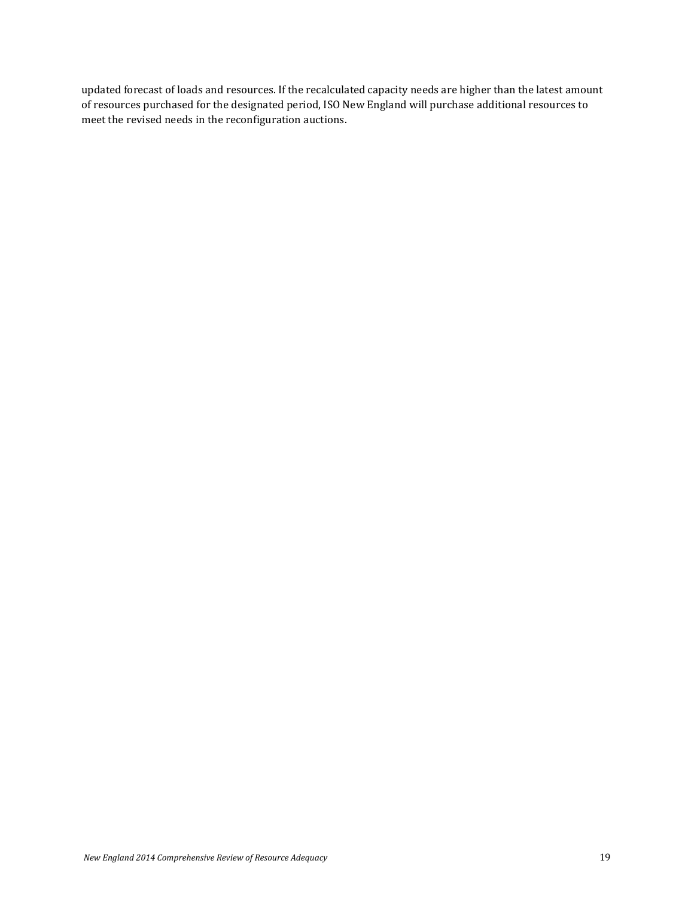updated forecast of loads and resources. If the recalculated capacity needs are higher than the latest amount of resources purchased for the designated period, ISO New England will purchase additional resources to meet the revised needs in the reconfiguration auctions.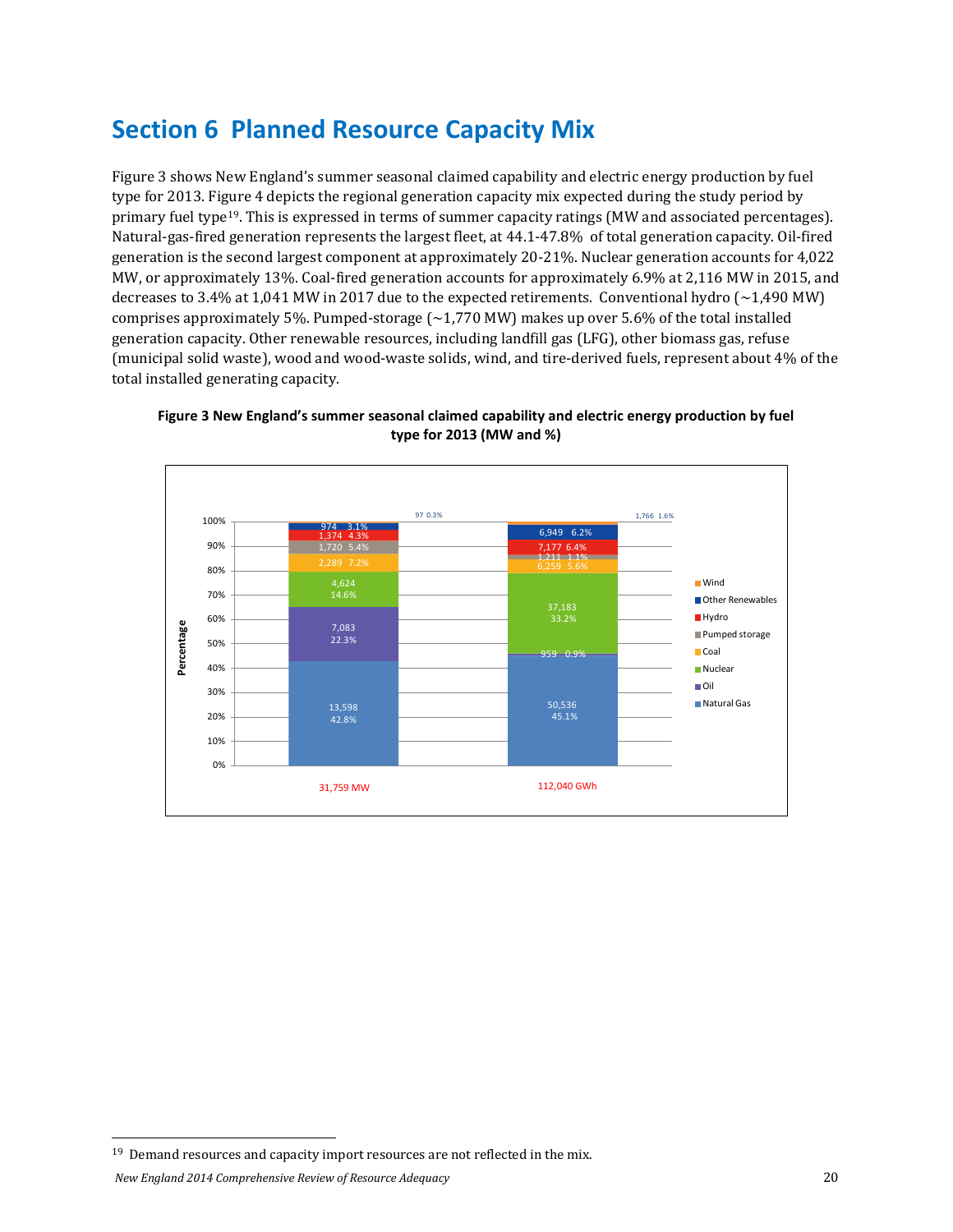# Section 6 Planned Resource Capacity Mix

Figure 3 shows New England's summer seasonal claimed capability and electric energy production by fuel type for 2013. Figure 4 depicts the regional generation capacity mix expected during the study period by primary fuel type[19]. This is expressed in terms of summer capacity ratings (MW and associated percentages). Natural-gas-fired generation represents the largest fleet, at 44.1-47.8% of total generation capacity. Oil-fired generation is the second largest component at approximately 20-21%. Nuclear generation accounts for 4,022 MW, or approximately 13%. Coal-fired generation accounts for approximately 6.9% at 2,116 MW in 2015, and decreases to 3.4% at 1,041 MW in 2017 due to the expected retirements. Conventional hydro (~1,490 MW) comprises approximately 5%. Pumped-storage (~1,770 MW) makes up over 5.6% of the total installed generation capacity. Other renewable resources, including landfill gas (LFG), other biomass gas, refuse (municipal solid waste), wood and wood-waste solids, wind, and tire-derived fuels, represent about 4% of the total installed generating capacity.

**Figure 3 New England's summer seasonal claimed capability and electric energy production by fuel type for 2013 (MW and %)**

| Fuel type | Capacity (MW) | Capacity (%) | Energy (GWh) | Energy (%) |
|---|---|---|---|---|
| Wind | 97 | 0.3% | 1,766 | 1.6% |
| Other Renewables | 974 | 3.1% | 6,949 | 6.2% |
| Hydro | 1,374 | 4.3% | 7,177 | 6.4% |
| Pumped storage | 1,720 | 5.4% | 1,211 | 1.1% |
| Coal | 2,289 | 7.2% | 6,259 | 5.6% |
| Nuclear | 4,624 | 14.6% | 37,183 | 33.2% |
| Oil | 7,083 | 22.3% | 959 | 0.9% |
| Natural Gas | 13,598 | 42.8% | 50,536 | 45.1% |
| Total | 31,759 MW | | 112,040 GWh | |

---

[19] Demand resources and capacity import resources are not reflected in the mix.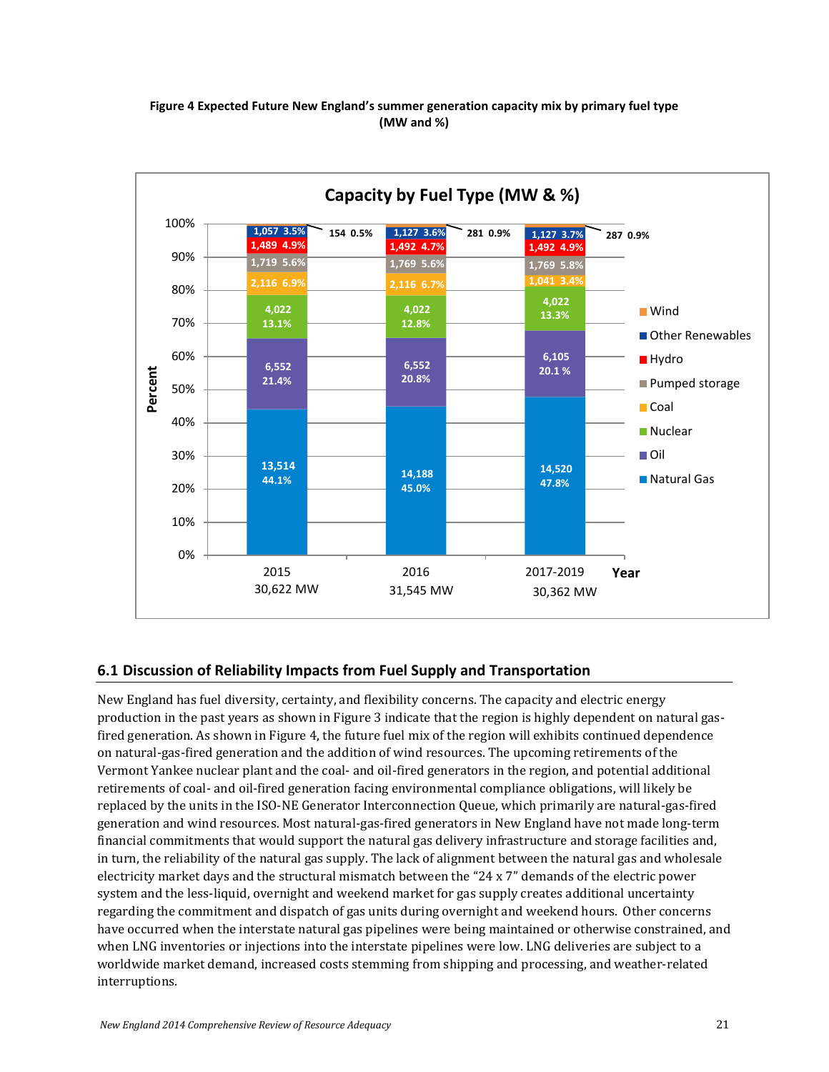**Figure 4 Expected Future New England's summer generation capacity mix by primary fuel type (MW and %)**

**Capacity by Fuel Type (MW & %)**

| Fuel Type | 2015 (30,622 MW) | 2016 (31,545 MW) | 2017-2019 (30,362 MW) |
|---|---|---|---|
| Wind | 154 0.5% | 281 0.9% | 287 0.9% |
| Other Renewables | 1,057 3.5% | 1,127 3.6% | 1,127 3.7% |
| Hydro | 1,489 4.9% | 1,492 4.7% | 1,492 4.9% |
| Pumped storage | 1,719 5.6% | 1,769 5.6% | 1,769 5.8% |
| Coal | 2,116 6.9% | 2,116 6.7% | 1,041 3.4% |
| Nuclear | 4,022 13.1% | 4,022 12.8% | 4,022 13.3% |
| Oil | 6,552 21.4% | 6,552 20.8% | 6,105 20.1 % |
| Natural Gas | 13,514 44.1% | 14,188 45.0% | 14,520 47.8% |

## 6.1 Discussion of Reliability Impacts from Fuel Supply and Transportation

New England has fuel diversity, certainty, and flexibility concerns. The capacity and electric energy production in the past years as shown in Figure 3 indicate that the region is highly dependent on natural gas-fired generation. As shown in Figure 4, the future fuel mix of the region will exhibits continued dependence on natural-gas-fired generation and the addition of wind resources. The upcoming retirements of the Vermont Yankee nuclear plant and the coal- and oil-fired generators in the region, and potential additional retirements of coal- and oil-fired generation facing environmental compliance obligations, will likely be replaced by the units in the ISO-NE Generator Interconnection Queue, which primarily are natural-gas-fired generation and wind resources. Most natural-gas-fired generators in New England have not made long-term financial commitments that would support the natural gas delivery infrastructure and storage facilities and, in turn, the reliability of the natural gas supply. The lack of alignment between the natural gas and wholesale electricity market days and the structural mismatch between the "24 x 7" demands of the electric power system and the less-liquid, overnight and weekend market for gas supply creates additional uncertainty regarding the commitment and dispatch of gas units during overnight and weekend hours. Other concerns have occurred when the interstate natural gas pipelines were being maintained or otherwise constrained, and when LNG inventories or injections into the interstate pipelines were low. LNG deliveries are subject to a worldwide market demand, increased costs stemming from shipping and processing, and weather-related interruptions.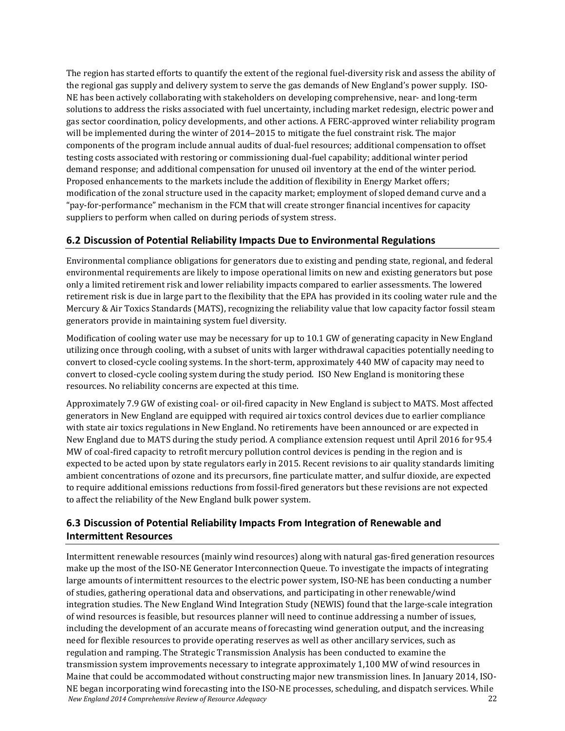The region has started efforts to quantify the extent of the regional fuel-diversity risk and assess the ability of the regional gas supply and delivery system to serve the gas demands of New England's power supply. ISO-NE has been actively collaborating with stakeholders on developing comprehensive, near- and long-term solutions to address the risks associated with fuel uncertainty, including market redesign, electric power and gas sector coordination, policy developments, and other actions. A FERC-approved winter reliability program will be implemented during the winter of 2014–2015 to mitigate the fuel constraint risk. The major components of the program include annual audits of dual-fuel resources; additional compensation to offset testing costs associated with restoring or commissioning dual-fuel capability; additional winter period demand response; and additional compensation for unused oil inventory at the end of the winter period. Proposed enhancements to the markets include the addition of flexibility in Energy Market offers; modification of the zonal structure used in the capacity market; employment of sloped demand curve and a "pay-for-performance" mechanism in the FCM that will create stronger financial incentives for capacity suppliers to perform when called on during periods of system stress.

## 6.2 Discussion of Potential Reliability Impacts Due to Environmental Regulations

Environmental compliance obligations for generators due to existing and pending state, regional, and federal environmental requirements are likely to impose operational limits on new and existing generators but pose only a limited retirement risk and lower reliability impacts compared to earlier assessments. The lowered retirement risk is due in large part to the flexibility that the EPA has provided in its cooling water rule and the Mercury & Air Toxics Standards (MATS), recognizing the reliability value that low capacity factor fossil steam generators provide in maintaining system fuel diversity.

Modification of cooling water use may be necessary for up to 10.1 GW of generating capacity in New England utilizing once through cooling, with a subset of units with larger withdrawal capacities potentially needing to convert to closed-cycle cooling systems. In the short-term, approximately 440 MW of capacity may need to convert to closed-cycle cooling system during the study period. ISO New England is monitoring these resources. No reliability concerns are expected at this time.

Approximately 7.9 GW of existing coal- or oil-fired capacity in New England is subject to MATS. Most affected generators in New England are equipped with required air toxics control devices due to earlier compliance with state air toxics regulations in New England. No retirements have been announced or are expected in New England due to MATS during the study period. A compliance extension request until April 2016 for 95.4 MW of coal-fired capacity to retrofit mercury pollution control devices is pending in the region and is expected to be acted upon by state regulators early in 2015. Recent revisions to air quality standards limiting ambient concentrations of ozone and its precursors, fine particulate matter, and sulfur dioxide, are expected to require additional emissions reductions from fossil-fired generators but these revisions are not expected to affect the reliability of the New England bulk power system.

## 6.3 Discussion of Potential Reliability Impacts From Integration of Renewable and Intermittent Resources

Intermittent renewable resources (mainly wind resources) along with natural gas-fired generation resources make up the most of the ISO-NE Generator Interconnection Queue. To investigate the impacts of integrating large amounts of intermittent resources to the electric power system, ISO-NE has been conducting a number of studies, gathering operational data and observations, and participating in other renewable/wind integration studies. The New England Wind Integration Study (NEWIS) found that the large-scale integration of wind resources is feasible, but resources planner will need to continue addressing a number of issues, including the development of an accurate means of forecasting wind generation output, and the increasing need for flexible resources to provide operating reserves as well as other ancillary services, such as regulation and ramping. The Strategic Transmission Analysis has been conducted to examine the transmission system improvements necessary to integrate approximately 1,100 MW of wind resources in Maine that could be accommodated without constructing major new transmission lines. In January 2014, ISO-NE began incorporating wind forecasting into the ISO-NE processes, scheduling, and dispatch services. While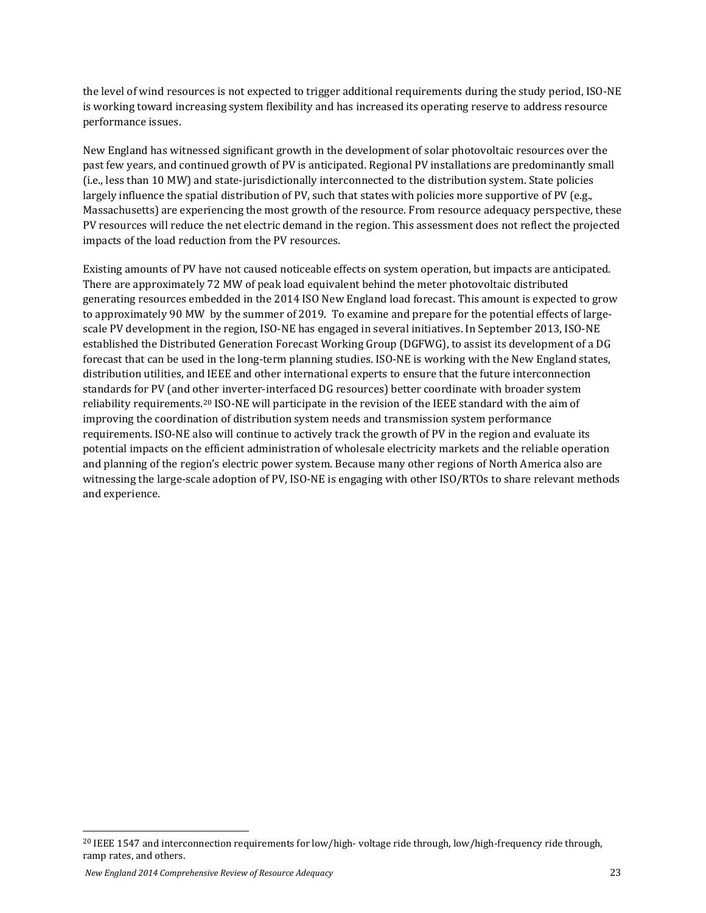the level of wind resources is not expected to trigger additional requirements during the study period, ISO-NE is working toward increasing system flexibility and has increased its operating reserve to address resource performance issues.

New England has witnessed significant growth in the development of solar photovoltaic resources over the past few years, and continued growth of PV is anticipated. Regional PV installations are predominantly small (i.e., less than 10 MW) and state-jurisdictionally interconnected to the distribution system. State policies largely influence the spatial distribution of PV, such that states with policies more supportive of PV (e.g., Massachusetts) are experiencing the most growth of the resource. From resource adequacy perspective, these PV resources will reduce the net electric demand in the region. This assessment does not reflect the projected impacts of the load reduction from the PV resources.

Existing amounts of PV have not caused noticeable effects on system operation, but impacts are anticipated. There are approximately 72 MW of peak load equivalent behind the meter photovoltaic distributed generating resources embedded in the 2014 ISO New England load forecast. This amount is expected to grow to approximately 90 MW by the summer of 2019. To examine and prepare for the potential effects of large-scale PV development in the region, ISO-NE has engaged in several initiatives. In September 2013, ISO-NE established the Distributed Generation Forecast Working Group (DGFWG), to assist its development of a DG forecast that can be used in the long-term planning studies. ISO-NE is working with the New England states, distribution utilities, and IEEE and other international experts to ensure that the future interconnection standards for PV (and other inverter-interfaced DG resources) better coordinate with broader system reliability requirements.[20] ISO-NE will participate in the revision of the IEEE standard with the aim of improving the coordination of distribution system needs and transmission system performance requirements. ISO-NE also will continue to actively track the growth of PV in the region and evaluate its potential impacts on the efficient administration of wholesale electricity markets and the reliable operation and planning of the region's electric power system. Because many other regions of North America also are witnessing the large-scale adoption of PV, ISO-NE is engaging with other ISO/RTOs to share relevant methods and experience.

[20] IEEE 1547 and interconnection requirements for low/high- voltage ride through, low/high-frequency ride through, ramp rates, and others.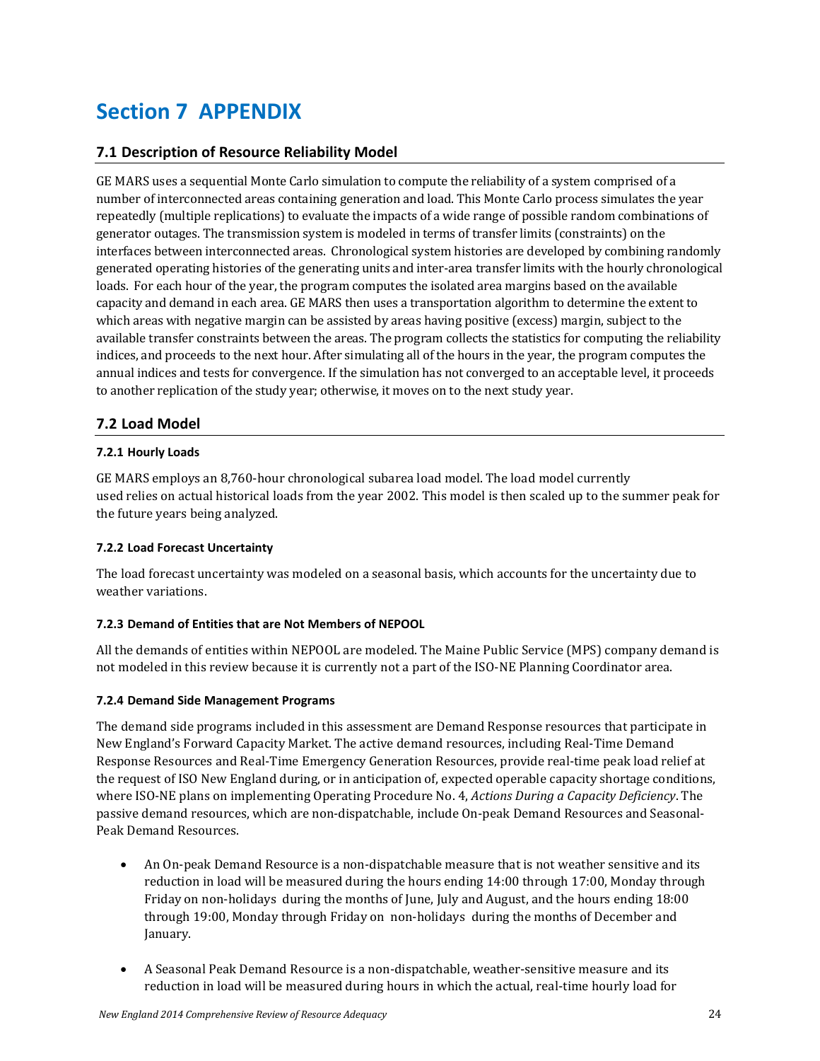# Section 7 APPENDIX

## 7.1 Description of Resource Reliability Model

GE MARS uses a sequential Monte Carlo simulation to compute the reliability of a system comprised of a number of interconnected areas containing generation and load. This Monte Carlo process simulates the year repeatedly (multiple replications) to evaluate the impacts of a wide range of possible random combinations of generator outages. The transmission system is modeled in terms of transfer limits (constraints) on the interfaces between interconnected areas. Chronological system histories are developed by combining randomly generated operating histories of the generating units and inter-area transfer limits with the hourly chronological loads. For each hour of the year, the program computes the isolated area margins based on the available capacity and demand in each area. GE MARS then uses a transportation algorithm to determine the extent to which areas with negative margin can be assisted by areas having positive (excess) margin, subject to the available transfer constraints between the areas. The program collects the statistics for computing the reliability indices, and proceeds to the next hour. After simulating all of the hours in the year, the program computes the annual indices and tests for convergence. If the simulation has not converged to an acceptable level, it proceeds to another replication of the study year; otherwise, it moves on to the next study year.

## 7.2 Load Model

### 7.2.1 Hourly Loads

GE MARS employs an 8,760-hour chronological subarea load model. The load model currently used relies on actual historical loads from the year 2002. This model is then scaled up to the summer peak for the future years being analyzed.

### 7.2.2 Load Forecast Uncertainty

The load forecast uncertainty was modeled on a seasonal basis, which accounts for the uncertainty due to weather variations.

### 7.2.3 Demand of Entities that are Not Members of NEPOOL

All the demands of entities within NEPOOL are modeled. The Maine Public Service (MPS) company demand is not modeled in this review because it is currently not a part of the ISO-NE Planning Coordinator area.

### 7.2.4 Demand Side Management Programs

The demand side programs included in this assessment are Demand Response resources that participate in New England's Forward Capacity Market. The active demand resources, including Real-Time Demand Response Resources and Real-Time Emergency Generation Resources, provide real-time peak load relief at the request of ISO New England during, or in anticipation of, expected operable capacity shortage conditions, where ISO-NE plans on implementing Operating Procedure No. 4, *Actions During a Capacity Deficiency*. The passive demand resources, which are non-dispatchable, include On-peak Demand Resources and Seasonal-Peak Demand Resources.

- An On-peak Demand Resource is a non-dispatchable measure that is not weather sensitive and its reduction in load will be measured during the hours ending 14:00 through 17:00, Monday through Friday on non-holidays during the months of June, July and August, and the hours ending 18:00 through 19:00, Monday through Friday on non-holidays during the months of December and January.

- A Seasonal Peak Demand Resource is a non-dispatchable, weather-sensitive measure and its reduction in load will be measured during hours in which the actual, real-time hourly load for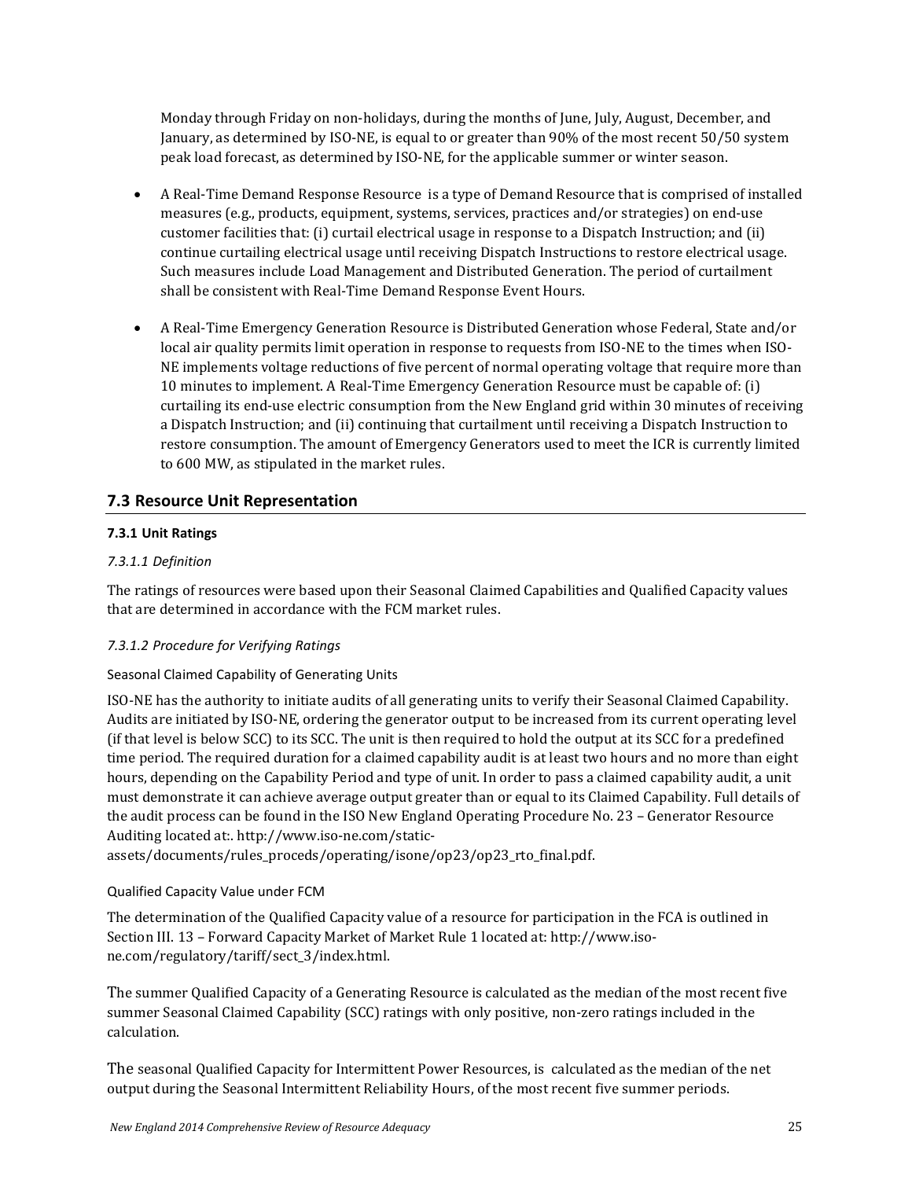Monday through Friday on non-holidays, during the months of June, July, August, December, and January, as determined by ISO-NE, is equal to or greater than 90% of the most recent 50/50 system peak load forecast, as determined by ISO-NE, for the applicable summer or winter season.

- A Real-Time Demand Response Resource is a type of Demand Resource that is comprised of installed measures (e.g., products, equipment, systems, services, practices and/or strategies) on end-use customer facilities that: (i) curtail electrical usage in response to a Dispatch Instruction; and (ii) continue curtailing electrical usage until receiving Dispatch Instructions to restore electrical usage. Such measures include Load Management and Distributed Generation. The period of curtailment shall be consistent with Real-Time Demand Response Event Hours.
- A Real-Time Emergency Generation Resource is Distributed Generation whose Federal, State and/or local air quality permits limit operation in response to requests from ISO-NE to the times when ISO-NE implements voltage reductions of five percent of normal operating voltage that require more than 10 minutes to implement. A Real-Time Emergency Generation Resource must be capable of: (i) curtailing its end-use electric consumption from the New England grid within 30 minutes of receiving a Dispatch Instruction; and (ii) continuing that curtailment until receiving a Dispatch Instruction to restore consumption. The amount of Emergency Generators used to meet the ICR is currently limited to 600 MW, as stipulated in the market rules.

## 7.3 Resource Unit Representation

#### 7.3.1 Unit Ratings

*7.3.1.1 Definition*

The ratings of resources were based upon their Seasonal Claimed Capabilities and Qualified Capacity values that are determined in accordance with the FCM market rules.

*7.3.1.2 Procedure for Verifying Ratings*

Seasonal Claimed Capability of Generating Units

ISO-NE has the authority to initiate audits of all generating units to verify their Seasonal Claimed Capability. Audits are initiated by ISO-NE, ordering the generator output to be increased from its current operating level (if that level is below SCC) to its SCC. The unit is then required to hold the output at its SCC for a predefined time period. The required duration for a claimed capability audit is at least two hours and no more than eight hours, depending on the Capability Period and type of unit. In order to pass a claimed capability audit, a unit must demonstrate it can achieve average output greater than or equal to its Claimed Capability. Full details of the audit process can be found in the ISO New England Operating Procedure No. 23 – Generator Resource Auditing located at:. http://www.iso-ne.com/static-assets/documents/rules_proceds/operating/isone/op23/op23_rto_final.pdf.

Qualified Capacity Value under FCM

The determination of the Qualified Capacity value of a resource for participation in the FCA is outlined in Section III. 13 – Forward Capacity Market of Market Rule 1 located at: http://www.iso-ne.com/regulatory/tariff/sect_3/index.html.

The summer Qualified Capacity of a Generating Resource is calculated as the median of the most recent five summer Seasonal Claimed Capability (SCC) ratings with only positive, non-zero ratings included in the calculation.

The seasonal Qualified Capacity for Intermittent Power Resources, is calculated as the median of the net output during the Seasonal Intermittent Reliability Hours, of the most recent five summer periods.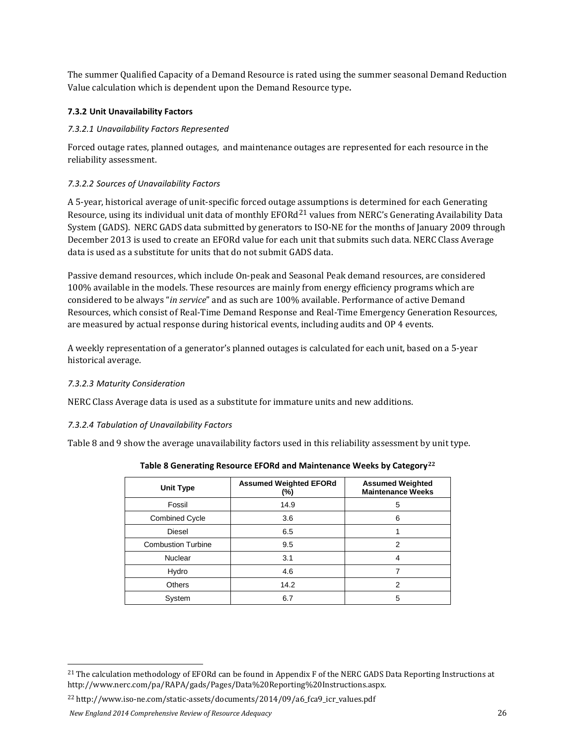The summer Qualified Capacity of a Demand Resource is rated using the summer seasonal Demand Reduction Value calculation which is dependent upon the Demand Resource type.

### 7.3.2 Unit Unavailability Factors

#### *7.3.2.1 Unavailability Factors Represented*

Forced outage rates, planned outages, and maintenance outages are represented for each resource in the reliability assessment.

#### *7.3.2.2 Sources of Unavailability Factors*

A 5-year, historical average of unit-specific forced outage assumptions is determined for each Generating Resource, using its individual unit data of monthly EFORd[21] values from NERC's Generating Availability Data System (GADS). NERC GADS data submitted by generators to ISO-NE for the months of January 2009 through December 2013 is used to create an EFORd value for each unit that submits such data. NERC Class Average data is used as a substitute for units that do not submit GADS data.

Passive demand resources, which include On-peak and Seasonal Peak demand resources, are considered 100% available in the models. These resources are mainly from energy efficiency programs which are considered to be always "*in service*" and as such are 100% available. Performance of active Demand Resources, which consist of Real-Time Demand Response and Real-Time Emergency Generation Resources, are measured by actual response during historical events, including audits and OP 4 events.

A weekly representation of a generator's planned outages is calculated for each unit, based on a 5-year historical average.

#### *7.3.2.3 Maturity Consideration*

NERC Class Average data is used as a substitute for immature units and new additions.

#### *7.3.2.4 Tabulation of Unavailability Factors*

Table 8 and 9 show the average unavailability factors used in this reliability assessment by unit type.

**Table 8 Generating Resource EFORd and Maintenance Weeks by Category[22]**

| Unit Type | Assumed Weighted EFORd (%) | Assumed Weighted Maintenance Weeks |
|---|---|---|
| Fossil | 14.9 | 5 |
| Combined Cycle | 3.6 | 6 |
| Diesel | 6.5 | 1 |
| Combustion Turbine | 9.5 | 2 |
| Nuclear | 3.1 | 4 |
| Hydro | 4.6 | 7 |
| Others | 14.2 | 2 |
| System | 6.7 | 5 |

[21] The calculation methodology of EFORd can be found in Appendix F of the NERC GADS Data Reporting Instructions at http://www.nerc.com/pa/RAPA/gads/Pages/Data%20Reporting%20Instructions.aspx.

[22] http://www.iso-ne.com/static-assets/documents/2014/09/a6_fca9_icr_values.pdf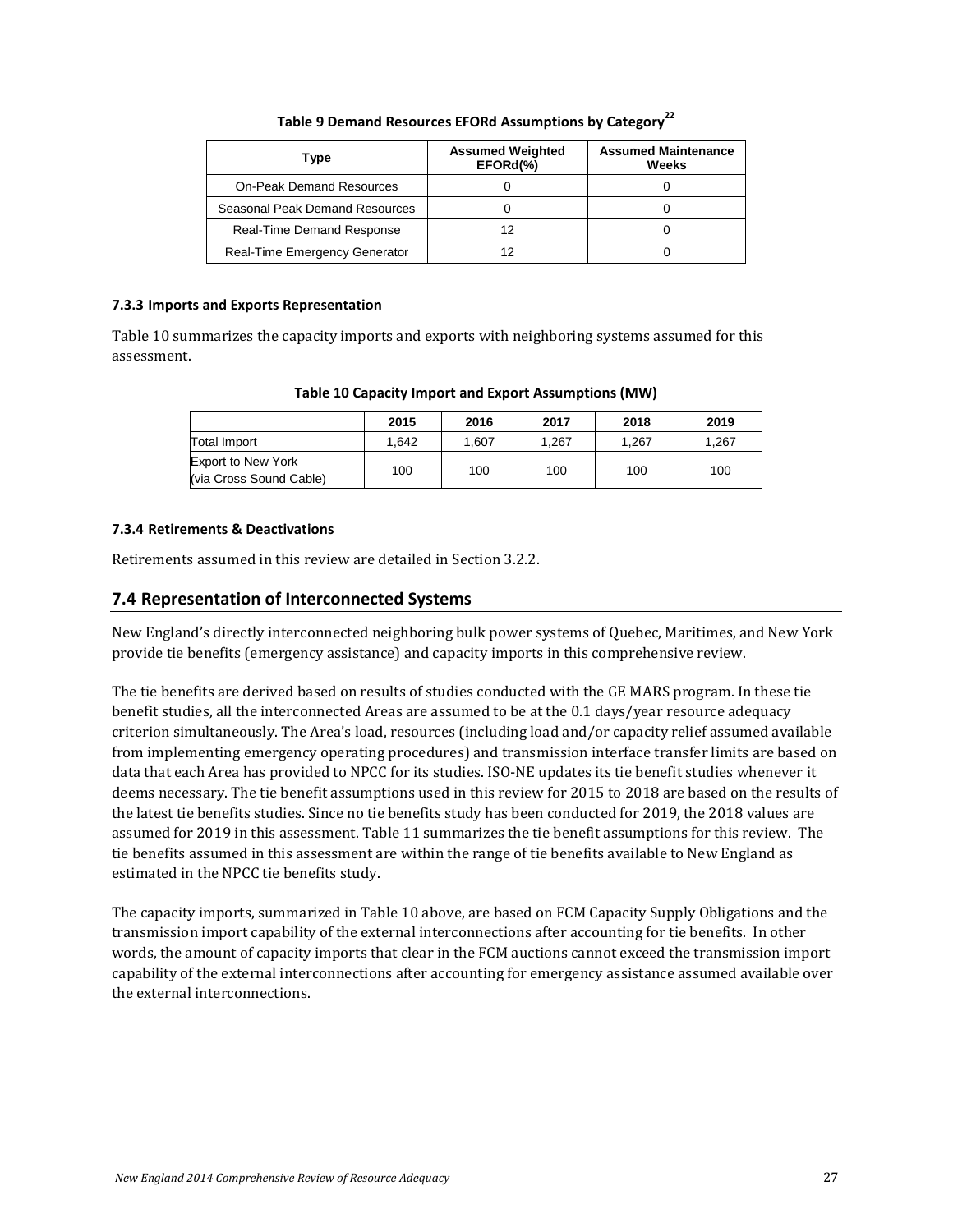**Table 9 Demand Resources EFORd Assumptions by Category[22]**

| Type | Assumed Weighted EFORd(%) | Assumed Maintenance Weeks |
|---|---|---|
| On-Peak Demand Resources | 0 | 0 |
| Seasonal Peak Demand Resources | 0 | 0 |
| Real-Time Demand Response | 12 | 0 |
| Real-Time Emergency Generator | 12 | 0 |

#### 7.3.3 Imports and Exports Representation

Table 10 summarizes the capacity imports and exports with neighboring systems assumed for this assessment.

**Table 10 Capacity Import and Export Assumptions (MW)**

| | 2015 | 2016 | 2017 | 2018 | 2019 |
|---|---|---|---|---|---|
| Total Import | 1,642 | 1,607 | 1,267 | 1,267 | 1,267 |
| Export to New York (via Cross Sound Cable) | 100 | 100 | 100 | 100 | 100 |

#### 7.3.4 Retirements & Deactivations

Retirements assumed in this review are detailed in Section 3.2.2.

## 7.4 Representation of Interconnected Systems

New England's directly interconnected neighboring bulk power systems of Quebec, Maritimes, and New York provide tie benefits (emergency assistance) and capacity imports in this comprehensive review.

The tie benefits are derived based on results of studies conducted with the GE MARS program. In these tie benefit studies, all the interconnected Areas are assumed to be at the 0.1 days/year resource adequacy criterion simultaneously. The Area's load, resources (including load and/or capacity relief assumed available from implementing emergency operating procedures) and transmission interface transfer limits are based on data that each Area has provided to NPCC for its studies. ISO-NE updates its tie benefit studies whenever it deems necessary. The tie benefit assumptions used in this review for 2015 to 2018 are based on the results of the latest tie benefits studies. Since no tie benefits study has been conducted for 2019, the 2018 values are assumed for 2019 in this assessment. Table 11 summarizes the tie benefit assumptions for this review. The tie benefits assumed in this assessment are within the range of tie benefits available to New England as estimated in the NPCC tie benefits study.

The capacity imports, summarized in Table 10 above, are based on FCM Capacity Supply Obligations and the transmission import capability of the external interconnections after accounting for tie benefits. In other words, the amount of capacity imports that clear in the FCM auctions cannot exceed the transmission import capability of the external interconnections after accounting for emergency assistance assumed available over the external interconnections.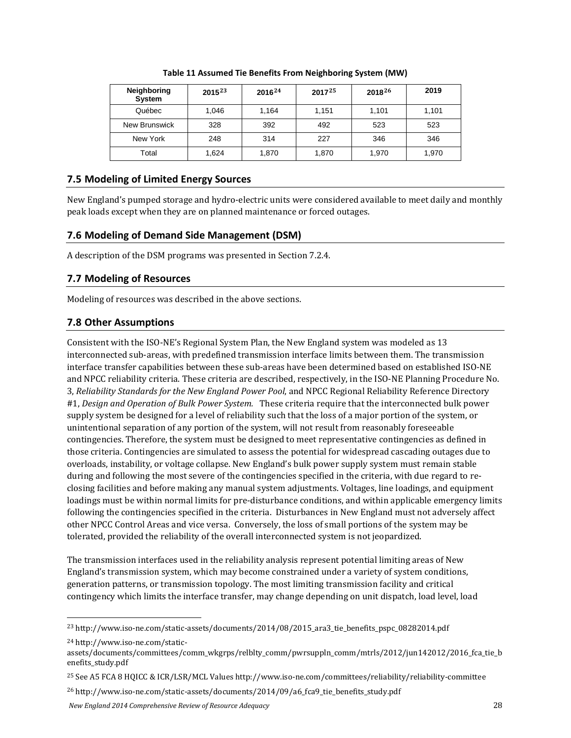**Table 11 Assumed Tie Benefits From Neighboring System (MW)**

| Neighboring System | 2015[23] | 2016[24] | 2017[25] | 2018[26] | 2019 |
|---|---|---|---|---|---|
| Québec | 1,046 | 1,164 | 1,151 | 1,101 | 1,101 |
| New Brunswick | 328 | 392 | 492 | 523 | 523 |
| New York | 248 | 314 | 227 | 346 | 346 |
| Total | 1,624 | 1,870 | 1,870 | 1,970 | 1,970 |

## 7.5 Modeling of Limited Energy Sources

New England's pumped storage and hydro-electric units were considered available to meet daily and monthly peak loads except when they are on planned maintenance or forced outages.

## 7.6 Modeling of Demand Side Management (DSM)

A description of the DSM programs was presented in Section 7.2.4.

## 7.7 Modeling of Resources

Modeling of resources was described in the above sections.

## 7.8 Other Assumptions

Consistent with the ISO-NE's Regional System Plan, the New England system was modeled as 13 interconnected sub-areas, with predefined transmission interface limits between them. The transmission interface transfer capabilities between these sub-areas have been determined based on established ISO-NE and NPCC reliability criteria. These criteria are described, respectively, in the ISO-NE Planning Procedure No. 3, *Reliability Standards for the New England Power Pool*, and NPCC Regional Reliability Reference Directory #1, *Design and Operation of Bulk Power System.* These criteria require that the interconnected bulk power supply system be designed for a level of reliability such that the loss of a major portion of the system, or unintentional separation of any portion of the system, will not result from reasonably foreseeable contingencies. Therefore, the system must be designed to meet representative contingencies as defined in those criteria. Contingencies are simulated to assess the potential for widespread cascading outages due to overloads, instability, or voltage collapse. New England's bulk power supply system must remain stable during and following the most severe of the contingencies specified in the criteria, with due regard to re-closing facilities and before making any manual system adjustments. Voltages, line loadings, and equipment loadings must be within normal limits for pre-disturbance conditions, and within applicable emergency limits following the contingencies specified in the criteria. Disturbances in New England must not adversely affect other NPCC Control Areas and vice versa. Conversely, the loss of small portions of the system may be tolerated, provided the reliability of the overall interconnected system is not jeopardized.

The transmission interfaces used in the reliability analysis represent potential limiting areas of New England's transmission system, which may become constrained under a variety of system conditions, generation patterns, or transmission topology. The most limiting transmission facility and critical contingency which limits the interface transfer, may change depending on unit dispatch, load level, load

[23] http://www.iso-ne.com/static-assets/documents/2014/08/2015_ara3_tie_benefits_pspc_08282014.pdf

[24] http://www.iso-ne.com/static-assets/documents/committees/comm_wkgrps/relblty_comm/pwrsuppln_comm/mtrls/2012/jun142012/2016_fca_tie_benefits_study.pdf

[25] See A5 FCA 8 HQICC & ICR/LSR/MCL Values http://www.iso-ne.com/committees/reliability/reliability-committee

[26] http://www.iso-ne.com/static-assets/documents/2014/09/a6_fca9_tie_benefits_study.pdf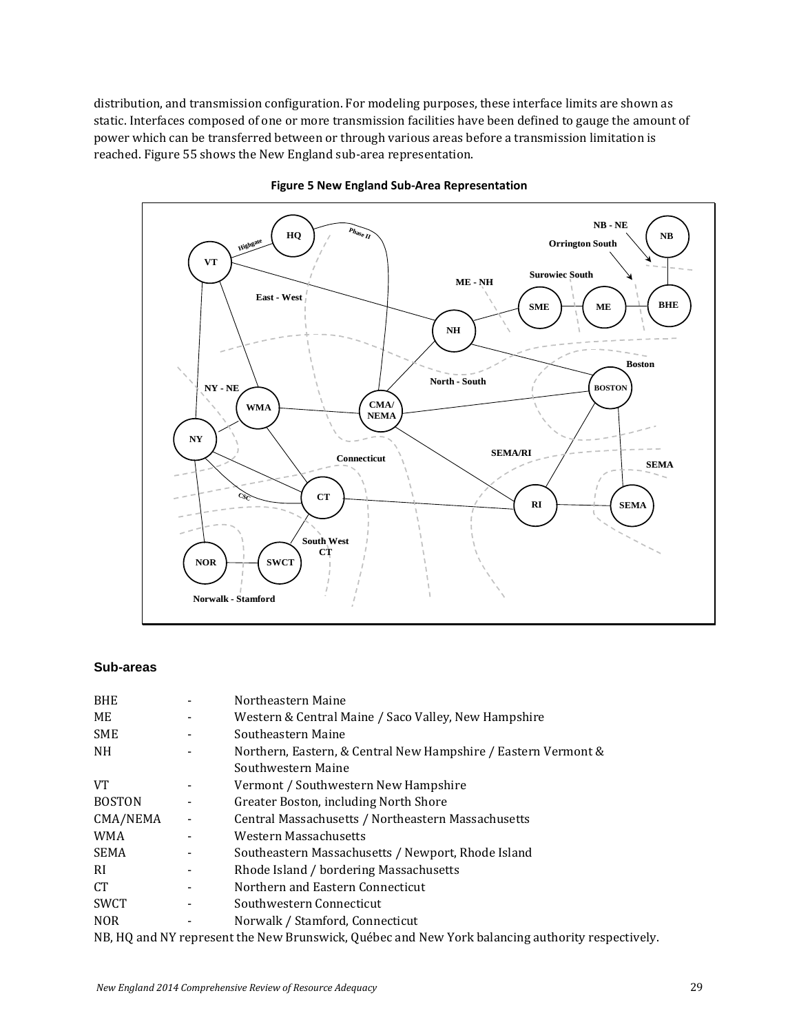distribution, and transmission configuration. For modeling purposes, these interface limits are shown as static. Interfaces composed of one or more transmission facilities have been defined to gauge the amount of power which can be transferred between or through various areas before a transmission limitation is reached. Figure 55 shows the New England sub-area representation.

**Figure 5 New England Sub-Area Representation**

### Sub-areas

| | | |
|---|---|---|
| BHE | - | Northeastern Maine |
| ME | - | Western & Central Maine / Saco Valley, New Hampshire |
| SME | - | Southeastern Maine |
| NH | - | Northern, Eastern, & Central New Hampshire / Eastern Vermont & Southwestern Maine |
| VT | - | Vermont / Southwestern New Hampshire |
| BOSTON | - | Greater Boston, including North Shore |
| CMA/NEMA | - | Central Massachusetts / Northeastern Massachusetts |
| WMA | - | Western Massachusetts |
| SEMA | - | Southeastern Massachusetts / Newport, Rhode Island |
| RI | - | Rhode Island / bordering Massachusetts |
| CT | - | Northern and Eastern Connecticut |
| SWCT | - | Southwestern Connecticut |
| NOR | - | Norwalk / Stamford, Connecticut |

NB, HQ and NY represent the New Brunswick, Québec and New York balancing authority respectively.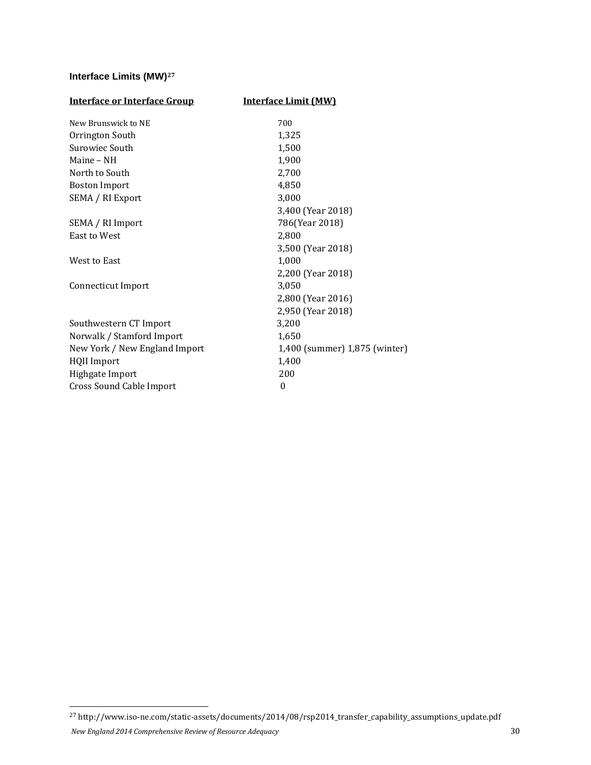### Interface Limits (MW)[27]

| Interface or Interface Group | Interface Limit (MW) |
|---|---|
| New Brunswick to NE | 700 |
| Orrington South | 1,325 |
| Surowiec South | 1,500 |
| Maine – NH | 1,900 |
| North to South | 2,700 |
| Boston Import | 4,850 |
| SEMA / RI Export | 3,000 |
| | 3,400 (Year 2018) |
| SEMA / RI Import | 786(Year 2018) |
| East to West | 2,800 |
| | 3,500 (Year 2018) |
| West to East | 1,000 |
| | 2,200 (Year 2018) |
| Connecticut Import | 3,050 |
| | 2,800 (Year 2016) |
| | 2,950 (Year 2018) |
| Southwestern CT Import | 3,200 |
| Norwalk / Stamford Import | 1,650 |
| New York / New England Import | 1,400 (summer) 1,875 (winter) |
| HQII Import | 1,400 |
| Highgate Import | 200 |
| Cross Sound Cable Import | 0 |

[27] http://www.iso-ne.com/static-assets/documents/2014/08/rsp2014_transfer_capability_assumptions_update.pdf